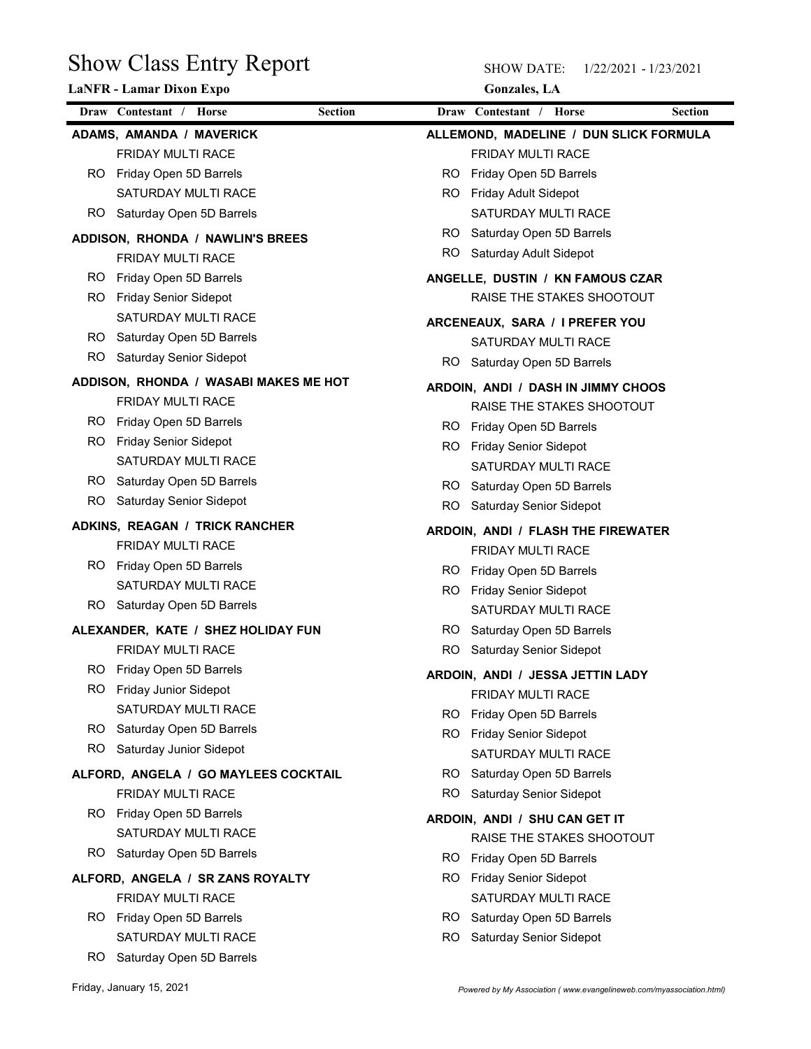# Show Class Entry Report

**LaNFR - Lamar Dixon Expo**

SHOW DATE: 1/22/2021 - 1/23/2021

**Gonzales, LA**

| Draw | Contestant / Horse | Section |
|---|---|---|

**ADAMS, AMANDA / MAVERICK**

| Draw | Class |
|---|---|
| | FRIDAY MULTI RACE |
| RO | Friday Open 5D Barrels |
| | SATURDAY MULTI RACE |
| RO | Saturday Open 5D Barrels |

**ADDISON, RHONDA / NAWLIN'S BREES**

| Draw | Class |
|---|---|
| | FRIDAY MULTI RACE |
| RO | Friday Open 5D Barrels |
| RO | Friday Senior Sidepot |
| | SATURDAY MULTI RACE |
| RO | Saturday Open 5D Barrels |
| RO | Saturday Senior Sidepot |

**ADDISON, RHONDA / WASABI MAKES ME HOT**

| Draw | Class |
|---|---|
| | FRIDAY MULTI RACE |
| RO | Friday Open 5D Barrels |
| RO | Friday Senior Sidepot |
| | SATURDAY MULTI RACE |
| RO | Saturday Open 5D Barrels |
| RO | Saturday Senior Sidepot |

**ADKINS, REAGAN / TRICK RANCHER**

| Draw | Class |
|---|---|
| | FRIDAY MULTI RACE |
| RO | Friday Open 5D Barrels |
| | SATURDAY MULTI RACE |
| RO | Saturday Open 5D Barrels |

**ALEXANDER, KATE / SHEZ HOLIDAY FUN**

| Draw | Class |
|---|---|
| | FRIDAY MULTI RACE |
| RO | Friday Open 5D Barrels |
| RO | Friday Junior Sidepot |
| | SATURDAY MULTI RACE |
| RO | Saturday Open 5D Barrels |
| RO | Saturday Junior Sidepot |

**ALFORD, ANGELA / GO MAYLEES COCKTAIL**

| Draw | Class |
|---|---|
| | FRIDAY MULTI RACE |
| RO | Friday Open 5D Barrels |
| | SATURDAY MULTI RACE |
| RO | Saturday Open 5D Barrels |

**ALFORD, ANGELA / SR ZANS ROYALTY**

| Draw | Class |
|---|---|
| | FRIDAY MULTI RACE |
| RO | Friday Open 5D Barrels |
| | SATURDAY MULTI RACE |
| RO | Saturday Open 5D Barrels |

**ALLEMOND, MADELINE / DUN SLICK FORMULA**

| Draw | Class |
|---|---|
| | FRIDAY MULTI RACE |
| RO | Friday Open 5D Barrels |
| RO | Friday Adult Sidepot |
| | SATURDAY MULTI RACE |
| RO | Saturday Open 5D Barrels |
| RO | Saturday Adult Sidepot |

**ANGELLE, DUSTIN / KN FAMOUS CZAR**

| Draw | Class |
|---|---|
| | RAISE THE STAKES SHOOTOUT |

**ARCENEAUX, SARA / I PREFER YOU**

| Draw | Class |
|---|---|
| | SATURDAY MULTI RACE |
| RO | Saturday Open 5D Barrels |

**ARDOIN, ANDI / DASH IN JIMMY CHOOS**

| Draw | Class |
|---|---|
| | RAISE THE STAKES SHOOTOUT |
| RO | Friday Open 5D Barrels |
| RO | Friday Senior Sidepot |
| | SATURDAY MULTI RACE |
| RO | Saturday Open 5D Barrels |
| RO | Saturday Senior Sidepot |

**ARDOIN, ANDI / FLASH THE FIREWATER**

| Draw | Class |
|---|---|
| | FRIDAY MULTI RACE |
| RO | Friday Open 5D Barrels |
| RO | Friday Senior Sidepot |
| | SATURDAY MULTI RACE |
| RO | Saturday Open 5D Barrels |
| RO | Saturday Senior Sidepot |

**ARDOIN, ANDI / JESSA JETTIN LADY**

| Draw | Class |
|---|---|
| | FRIDAY MULTI RACE |
| RO | Friday Open 5D Barrels |
| RO | Friday Senior Sidepot |
| | SATURDAY MULTI RACE |
| RO | Saturday Open 5D Barrels |
| RO | Saturday Senior Sidepot |

**ARDOIN, ANDI / SHU CAN GET IT**

| Draw | Class |
|---|---|
| | RAISE THE STAKES SHOOTOUT |
| RO | Friday Open 5D Barrels |
| RO | Friday Senior Sidepot |
| | SATURDAY MULTI RACE |
| RO | Saturday Open 5D Barrels |
| RO | Saturday Senior Sidepot |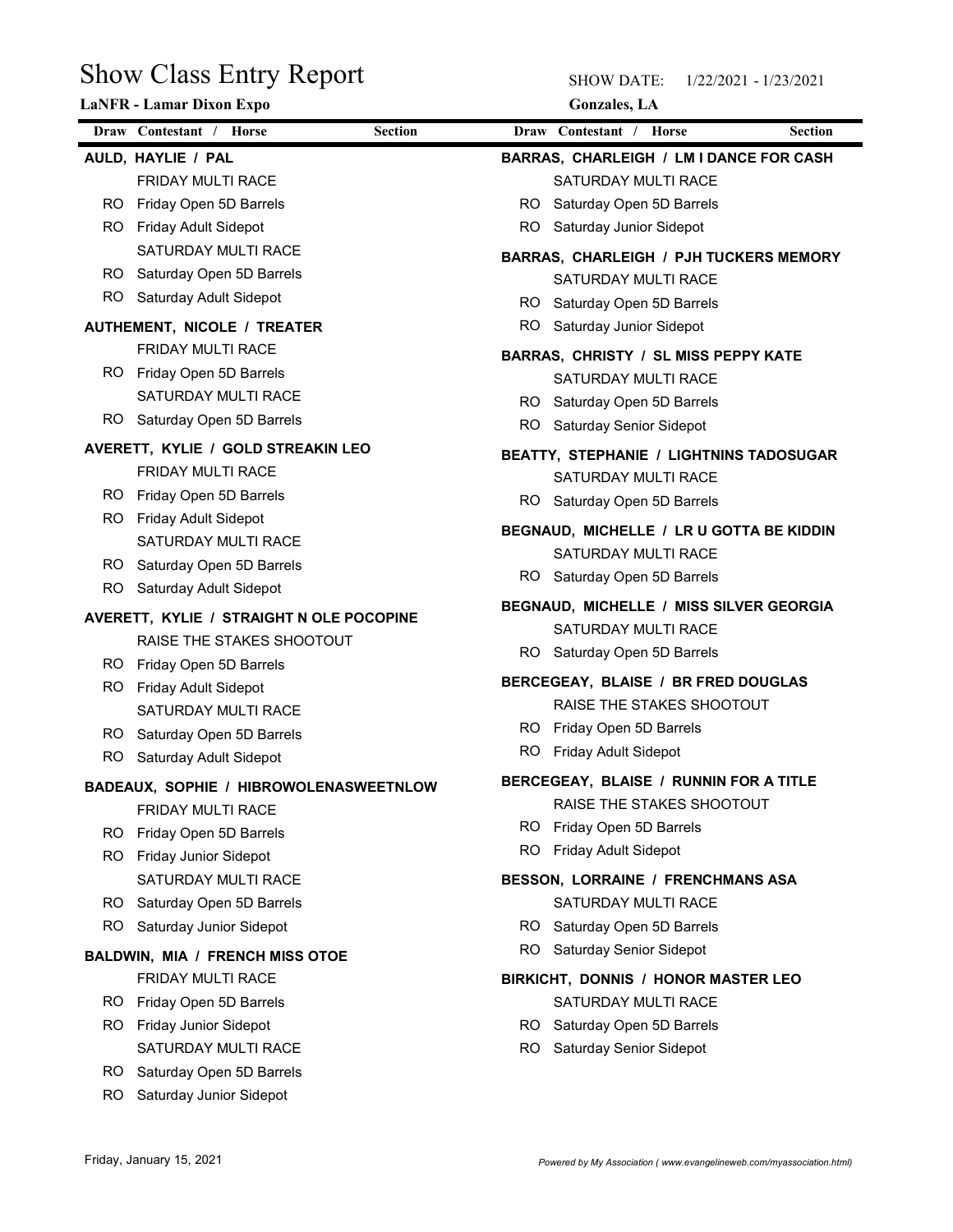# Show Class Entry Report

**LaNFR - Lamar Dixon Expo**

SHOW DATE: 1/22/2021 - 1/23/2021

**Gonzales, LA**

| Draw | Contestant / Horse | Section |
|---|---|---|
| | **AULD, HAYLIE / PAL** | |
| | FRIDAY MULTI RACE | |
| RO | Friday Open 5D Barrels | |
| RO | Friday Adult Sidepot | |
| | SATURDAY MULTI RACE | |
| RO | Saturday Open 5D Barrels | |
| RO | Saturday Adult Sidepot | |
| | **AUTHEMENT, NICOLE / TREATER** | |
| | FRIDAY MULTI RACE | |
| RO | Friday Open 5D Barrels | |
| | SATURDAY MULTI RACE | |
| RO | Saturday Open 5D Barrels | |
| | **AVERETT, KYLIE / GOLD STREAKIN LEO** | |
| | FRIDAY MULTI RACE | |
| RO | Friday Open 5D Barrels | |
| RO | Friday Adult Sidepot | |
| | SATURDAY MULTI RACE | |
| RO | Saturday Open 5D Barrels | |
| RO | Saturday Adult Sidepot | |
| | **AVERETT, KYLIE / STRAIGHT N OLE POCOPINE** | |
| | RAISE THE STAKES SHOOTOUT | |
| RO | Friday Open 5D Barrels | |
| RO | Friday Adult Sidepot | |
| | SATURDAY MULTI RACE | |
| RO | Saturday Open 5D Barrels | |
| RO | Saturday Adult Sidepot | |
| | **BADEAUX, SOPHIE / HIBROWOLENASWEETNLOW** | |
| | FRIDAY MULTI RACE | |
| RO | Friday Open 5D Barrels | |
| RO | Friday Junior Sidepot | |
| | SATURDAY MULTI RACE | |
| RO | Saturday Open 5D Barrels | |
| RO | Saturday Junior Sidepot | |
| | **BALDWIN, MIA / FRENCH MISS OTOE** | |
| | FRIDAY MULTI RACE | |
| RO | Friday Open 5D Barrels | |
| RO | Friday Junior Sidepot | |
| | SATURDAY MULTI RACE | |
| RO | Saturday Open 5D Barrels | |
| RO | Saturday Junior Sidepot | |
| | **BARRAS, CHARLEIGH / LM I DANCE FOR CASH** | |
| | SATURDAY MULTI RACE | |
| RO | Saturday Open 5D Barrels | |
| RO | Saturday Junior Sidepot | |
| | **BARRAS, CHARLEIGH / PJH TUCKERS MEMORY** | |
| | SATURDAY MULTI RACE | |
| RO | Saturday Open 5D Barrels | |
| RO | Saturday Junior Sidepot | |
| | **BARRAS, CHRISTY / SL MISS PEPPY KATE** | |
| | SATURDAY MULTI RACE | |
| RO | Saturday Open 5D Barrels | |
| RO | Saturday Senior Sidepot | |
| | **BEATTY, STEPHANIE / LIGHTNINS TADOSUGAR** | |
| | SATURDAY MULTI RACE | |
| RO | Saturday Open 5D Barrels | |
| | **BEGNAUD, MICHELLE / LR U GOTTA BE KIDDIN** | |
| | SATURDAY MULTI RACE | |
| RO | Saturday Open 5D Barrels | |
| | **BEGNAUD, MICHELLE / MISS SILVER GEORGIA** | |
| | SATURDAY MULTI RACE | |
| RO | Saturday Open 5D Barrels | |
| | **BERCEGEAY, BLAISE / BR FRED DOUGLAS** | |
| | RAISE THE STAKES SHOOTOUT | |
| RO | Friday Open 5D Barrels | |
| RO | Friday Adult Sidepot | |
| | **BERCEGEAY, BLAISE / RUNNIN FOR A TITLE** | |
| | RAISE THE STAKES SHOOTOUT | |
| RO | Friday Open 5D Barrels | |
| RO | Friday Adult Sidepot | |
| | **BESSON, LORRAINE / FRENCHMANS ASA** | |
| | SATURDAY MULTI RACE | |
| RO | Saturday Open 5D Barrels | |
| RO | Saturday Senior Sidepot | |
| | **BIRKICHT, DONNIS / HONOR MASTER LEO** | |
| | SATURDAY MULTI RACE | |
| RO | Saturday Open 5D Barrels | |
| RO | Saturday Senior Sidepot | |

Friday, January 15, 2021

*Powered by My Association ( www.evangelineweb.com/myassociation.html)*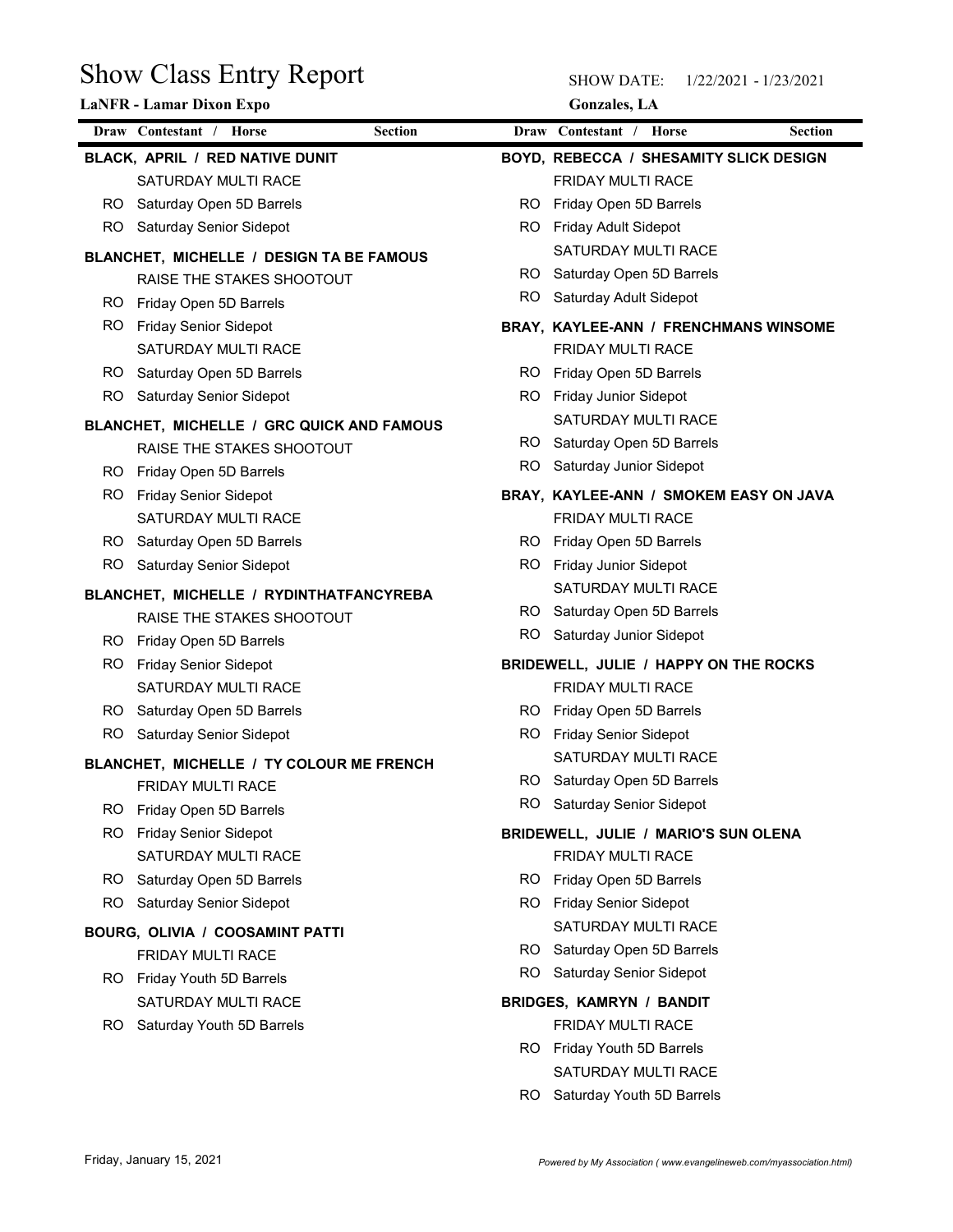# Show Class Entry Report

**LaNFR - Lamar Dixon Expo**

SHOW DATE: 1/22/2021 - 1/23/2021

**Gonzales, LA**

| Draw | Contestant / Horse | Section |
|---|---|---|
| | **BLACK, APRIL / RED NATIVE DUNIT** | |
| | SATURDAY MULTI RACE | |
| RO | Saturday Open 5D Barrels | |
| RO | Saturday Senior Sidepot | |
| | **BLANCHET, MICHELLE / DESIGN TA BE FAMOUS** | |
| | RAISE THE STAKES SHOOTOUT | |
| RO | Friday Open 5D Barrels | |
| RO | Friday Senior Sidepot | |
| | SATURDAY MULTI RACE | |
| RO | Saturday Open 5D Barrels | |
| RO | Saturday Senior Sidepot | |
| | **BLANCHET, MICHELLE / GRC QUICK AND FAMOUS** | |
| | RAISE THE STAKES SHOOTOUT | |
| RO | Friday Open 5D Barrels | |
| RO | Friday Senior Sidepot | |
| | SATURDAY MULTI RACE | |
| RO | Saturday Open 5D Barrels | |
| RO | Saturday Senior Sidepot | |
| | **BLANCHET, MICHELLE / RYDINTHATFANCYREBA** | |
| | RAISE THE STAKES SHOOTOUT | |
| RO | Friday Open 5D Barrels | |
| RO | Friday Senior Sidepot | |
| | SATURDAY MULTI RACE | |
| RO | Saturday Open 5D Barrels | |
| RO | Saturday Senior Sidepot | |
| | **BLANCHET, MICHELLE / TY COLOUR ME FRENCH** | |
| | FRIDAY MULTI RACE | |
| RO | Friday Open 5D Barrels | |
| RO | Friday Senior Sidepot | |
| | SATURDAY MULTI RACE | |
| RO | Saturday Open 5D Barrels | |
| RO | Saturday Senior Sidepot | |
| | **BOURG, OLIVIA / COOSAMINT PATTI** | |
| | FRIDAY MULTI RACE | |
| RO | Friday Youth 5D Barrels | |
| | SATURDAY MULTI RACE | |
| RO | Saturday Youth 5D Barrels | |
| | **BOYD, REBECCA / SHESAMITY SLICK DESIGN** | |
| | FRIDAY MULTI RACE | |
| RO | Friday Open 5D Barrels | |
| RO | Friday Adult Sidepot | |
| | SATURDAY MULTI RACE | |
| RO | Saturday Open 5D Barrels | |
| RO | Saturday Adult Sidepot | |
| | **BRAY, KAYLEE-ANN / FRENCHMANS WINSOME** | |
| | FRIDAY MULTI RACE | |
| RO | Friday Open 5D Barrels | |
| RO | Friday Junior Sidepot | |
| | SATURDAY MULTI RACE | |
| RO | Saturday Open 5D Barrels | |
| RO | Saturday Junior Sidepot | |
| | **BRAY, KAYLEE-ANN / SMOKEM EASY ON JAVA** | |
| | FRIDAY MULTI RACE | |
| RO | Friday Open 5D Barrels | |
| RO | Friday Junior Sidepot | |
| | SATURDAY MULTI RACE | |
| RO | Saturday Open 5D Barrels | |
| RO | Saturday Junior Sidepot | |
| | **BRIDEWELL, JULIE / HAPPY ON THE ROCKS** | |
| | FRIDAY MULTI RACE | |
| RO | Friday Open 5D Barrels | |
| RO | Friday Senior Sidepot | |
| | SATURDAY MULTI RACE | |
| RO | Saturday Open 5D Barrels | |
| RO | Saturday Senior Sidepot | |
| | **BRIDEWELL, JULIE / MARIO'S SUN OLENA** | |
| | FRIDAY MULTI RACE | |
| RO | Friday Open 5D Barrels | |
| RO | Friday Senior Sidepot | |
| | SATURDAY MULTI RACE | |
| RO | Saturday Open 5D Barrels | |
| RO | Saturday Senior Sidepot | |
| | **BRIDGES, KAMRYN / BANDIT** | |
| | FRIDAY MULTI RACE | |
| RO | Friday Youth 5D Barrels | |
| | SATURDAY MULTI RACE | |
| RO | Saturday Youth 5D Barrels | |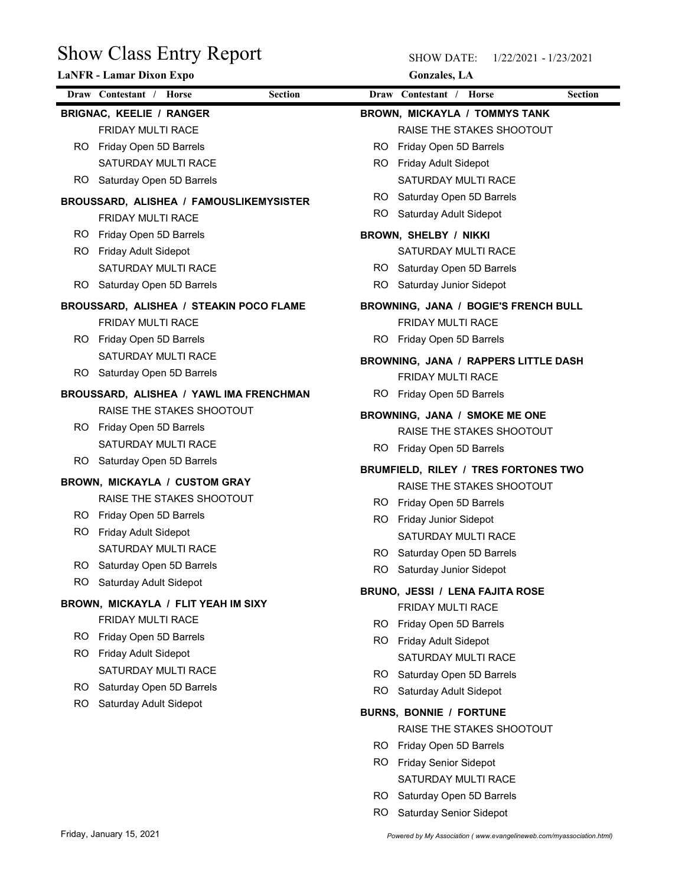# Show Class Entry Report

**LaNFR - Lamar Dixon Expo**

SHOW DATE: 1/22/2021 - 1/23/2021

**Gonzales, LA**

| Draw | Contestant / Horse | Section |
|---|---|---|
| | **BRIGNAC, KEELIE / RANGER** | |
| | FRIDAY MULTI RACE | |
| RO | Friday Open 5D Barrels | |
| | SATURDAY MULTI RACE | |
| RO | Saturday Open 5D Barrels | |
| | **BROUSSARD, ALISHEA / FAMOUSLIKEMYSISTER** | |
| | FRIDAY MULTI RACE | |
| RO | Friday Open 5D Barrels | |
| RO | Friday Adult Sidepot | |
| | SATURDAY MULTI RACE | |
| RO | Saturday Open 5D Barrels | |
| | **BROUSSARD, ALISHEA / STEAKIN POCO FLAME** | |
| | FRIDAY MULTI RACE | |
| RO | Friday Open 5D Barrels | |
| | SATURDAY MULTI RACE | |
| RO | Saturday Open 5D Barrels | |
| | **BROUSSARD, ALISHEA / YAWL IMA FRENCHMAN** | |
| | RAISE THE STAKES SHOOTOUT | |
| RO | Friday Open 5D Barrels | |
| | SATURDAY MULTI RACE | |
| RO | Saturday Open 5D Barrels | |
| | **BROWN, MICKAYLA / CUSTOM GRAY** | |
| | RAISE THE STAKES SHOOTOUT | |
| RO | Friday Open 5D Barrels | |
| RO | Friday Adult Sidepot | |
| | SATURDAY MULTI RACE | |
| RO | Saturday Open 5D Barrels | |
| RO | Saturday Adult Sidepot | |
| | **BROWN, MICKAYLA / FLIT YEAH IM SIXY** | |
| | FRIDAY MULTI RACE | |
| RO | Friday Open 5D Barrels | |
| RO | Friday Adult Sidepot | |
| | SATURDAY MULTI RACE | |
| RO | Saturday Open 5D Barrels | |
| RO | Saturday Adult Sidepot | |
| | **BROWN, MICKAYLA / TOMMYS TANK** | |
| | RAISE THE STAKES SHOOTOUT | |
| RO | Friday Open 5D Barrels | |
| RO | Friday Adult Sidepot | |
| | SATURDAY MULTI RACE | |
| RO | Saturday Open 5D Barrels | |
| RO | Saturday Adult Sidepot | |
| | **BROWN, SHELBY / NIKKI** | |
| | SATURDAY MULTI RACE | |
| RO | Saturday Open 5D Barrels | |
| RO | Saturday Junior Sidepot | |
| | **BROWNING, JANA / BOGIE'S FRENCH BULL** | |
| | FRIDAY MULTI RACE | |
| RO | Friday Open 5D Barrels | |
| | **BROWNING, JANA / RAPPERS LITTLE DASH** | |
| | FRIDAY MULTI RACE | |
| RO | Friday Open 5D Barrels | |
| | **BROWNING, JANA / SMOKE ME ONE** | |
| | RAISE THE STAKES SHOOTOUT | |
| RO | Friday Open 5D Barrels | |
| | **BRUMFIELD, RILEY / TRES FORTONES TWO** | |
| | RAISE THE STAKES SHOOTOUT | |
| RO | Friday Open 5D Barrels | |
| RO | Friday Junior Sidepot | |
| | SATURDAY MULTI RACE | |
| RO | Saturday Open 5D Barrels | |
| RO | Saturday Junior Sidepot | |
| | **BRUNO, JESSI / LENA FAJITA ROSE** | |
| | FRIDAY MULTI RACE | |
| RO | Friday Open 5D Barrels | |
| RO | Friday Adult Sidepot | |
| | SATURDAY MULTI RACE | |
| RO | Saturday Open 5D Barrels | |
| RO | Saturday Adult Sidepot | |
| | **BURNS, BONNIE / FORTUNE** | |
| | RAISE THE STAKES SHOOTOUT | |
| RO | Friday Open 5D Barrels | |
| RO | Friday Senior Sidepot | |
| | SATURDAY MULTI RACE | |
| RO | Saturday Open 5D Barrels | |
| RO | Saturday Senior Sidepot | |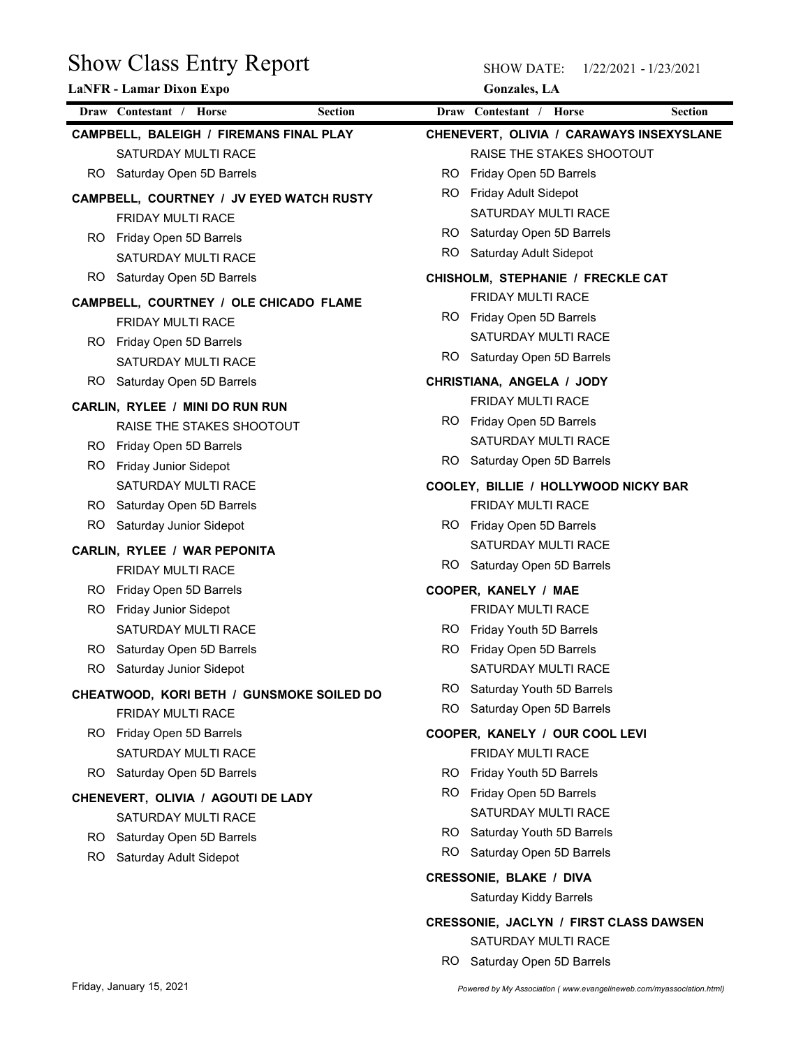# Show Class Entry Report

**LaNFR - Lamar Dixon Expo**

SHOW DATE: 1/22/2021 - 1/23/2021

**Gonzales, LA**

| Draw | Contestant / Horse | Section |
|---|---|---|

**CAMPBELL, BALEIGH / FIREMANS FINAL PLAY**

- SATURDAY MULTI RACE
- RO Saturday Open 5D Barrels

**CAMPBELL, COURTNEY / JV EYED WATCH RUSTY**

- FRIDAY MULTI RACE
- RO Friday Open 5D Barrels
- SATURDAY MULTI RACE
- RO Saturday Open 5D Barrels

**CAMPBELL, COURTNEY / OLE CHICADO FLAME**

- FRIDAY MULTI RACE
- RO Friday Open 5D Barrels
- SATURDAY MULTI RACE
- RO Saturday Open 5D Barrels

**CARLIN, RYLEE / MINI DO RUN RUN**

- RAISE THE STAKES SHOOTOUT
- RO Friday Open 5D Barrels
- RO Friday Junior Sidepot
- SATURDAY MULTI RACE
- RO Saturday Open 5D Barrels
- RO Saturday Junior Sidepot

**CARLIN, RYLEE / WAR PEPONITA**

- FRIDAY MULTI RACE
- RO Friday Open 5D Barrels
- RO Friday Junior Sidepot
- SATURDAY MULTI RACE
- RO Saturday Open 5D Barrels
- RO Saturday Junior Sidepot

**CHEATWOOD, KORI BETH / GUNSMOKE SOILED DO**

- FRIDAY MULTI RACE
- RO Friday Open 5D Barrels
- SATURDAY MULTI RACE
- RO Saturday Open 5D Barrels

**CHENEVERT, OLIVIA / AGOUTI DE LADY**

- SATURDAY MULTI RACE
- RO Saturday Open 5D Barrels
- RO Saturday Adult Sidepot

**CHENEVERT, OLIVIA / CARAWAYS INSEXYSLANE**

- RAISE THE STAKES SHOOTOUT
- RO Friday Open 5D Barrels
- RO Friday Adult Sidepot
- SATURDAY MULTI RACE
- RO Saturday Open 5D Barrels
- RO Saturday Adult Sidepot

**CHISHOLM, STEPHANIE / FRECKLE CAT**

- FRIDAY MULTI RACE
- RO Friday Open 5D Barrels
- SATURDAY MULTI RACE
- RO Saturday Open 5D Barrels

**CHRISTIANA, ANGELA / JODY**

- FRIDAY MULTI RACE
- RO Friday Open 5D Barrels
- SATURDAY MULTI RACE
- RO Saturday Open 5D Barrels

**COOLEY, BILLIE / HOLLYWOOD NICKY BAR**

- FRIDAY MULTI RACE
- RO Friday Open 5D Barrels
- SATURDAY MULTI RACE
- RO Saturday Open 5D Barrels

**COOPER, KANELY / MAE**

- FRIDAY MULTI RACE
- RO Friday Youth 5D Barrels
- RO Friday Open 5D Barrels
- SATURDAY MULTI RACE
- RO Saturday Youth 5D Barrels
- RO Saturday Open 5D Barrels

**COOPER, KANELY / OUR COOL LEVI**

- FRIDAY MULTI RACE
- RO Friday Youth 5D Barrels
- RO Friday Open 5D Barrels
- SATURDAY MULTI RACE
- RO Saturday Youth 5D Barrels
- RO Saturday Open 5D Barrels

**CRESSONIE, BLAKE / DIVA**

- Saturday Kiddy Barrels

**CRESSONIE, JACLYN / FIRST CLASS DAWSEN**

- SATURDAY MULTI RACE
- RO Saturday Open 5D Barrels

Friday, January 15, 2021

*Powered by My Association ( www.evangelineweb.com/myassociation.html)*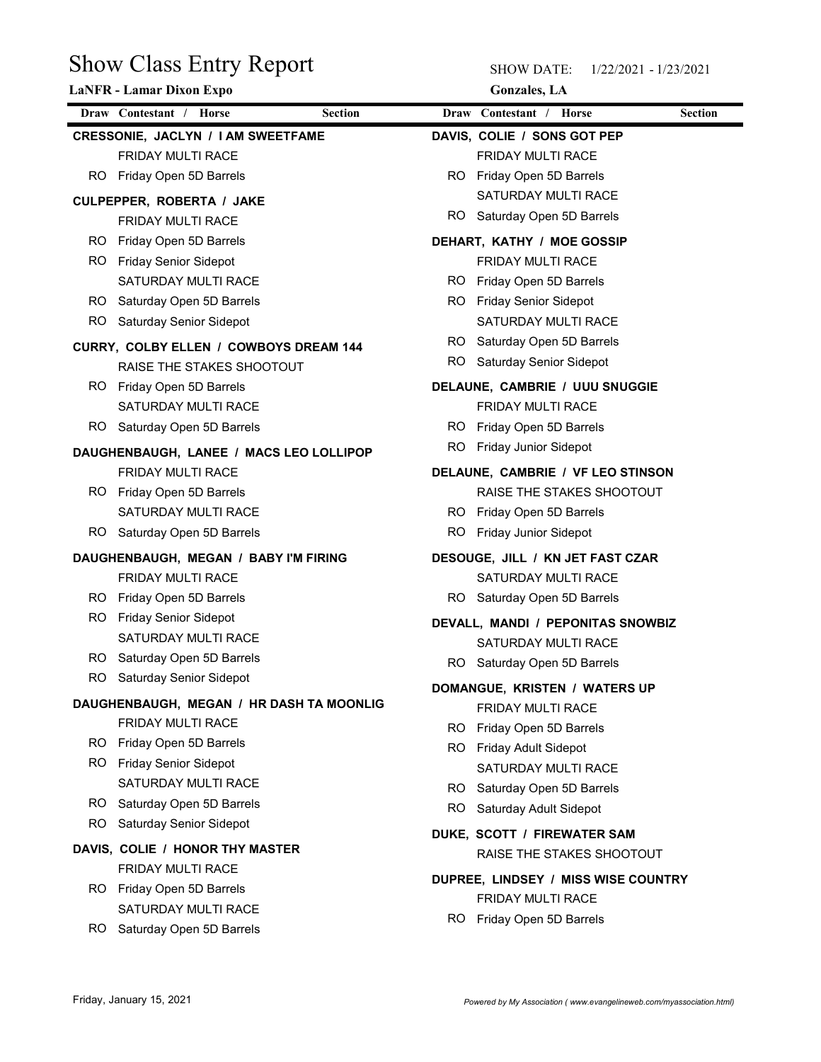# Show Class Entry Report

**LaNFR - Lamar Dixon Expo**

SHOW DATE: 1/22/2021 - 1/23/2021

**Gonzales, LA**

| Draw | Contestant / Horse | Section |
|---|---|---|
| | **CRESSONIE, JACLYN / I AM SWEETFAME** | |
| | FRIDAY MULTI RACE | |
| RO | Friday Open 5D Barrels | |
| | **CULPEPPER, ROBERTA / JAKE** | |
| | FRIDAY MULTI RACE | |
| RO | Friday Open 5D Barrels | |
| RO | Friday Senior Sidepot | |
| | SATURDAY MULTI RACE | |
| RO | Saturday Open 5D Barrels | |
| RO | Saturday Senior Sidepot | |
| | **CURRY, COLBY ELLEN / COWBOYS DREAM 144** | |
| | RAISE THE STAKES SHOOTOUT | |
| RO | Friday Open 5D Barrels | |
| | SATURDAY MULTI RACE | |
| RO | Saturday Open 5D Barrels | |
| | **DAUGHENBAUGH, LANEE / MACS LEO LOLLIPOP** | |
| | FRIDAY MULTI RACE | |
| RO | Friday Open 5D Barrels | |
| | SATURDAY MULTI RACE | |
| RO | Saturday Open 5D Barrels | |
| | **DAUGHENBAUGH, MEGAN / BABY I'M FIRING** | |
| | FRIDAY MULTI RACE | |
| RO | Friday Open 5D Barrels | |
| RO | Friday Senior Sidepot | |
| | SATURDAY MULTI RACE | |
| RO | Saturday Open 5D Barrels | |
| RO | Saturday Senior Sidepot | |
| | **DAUGHENBAUGH, MEGAN / HR DASH TA MOONLIG** | |
| | FRIDAY MULTI RACE | |
| RO | Friday Open 5D Barrels | |
| RO | Friday Senior Sidepot | |
| | SATURDAY MULTI RACE | |
| RO | Saturday Open 5D Barrels | |
| RO | Saturday Senior Sidepot | |
| | **DAVIS, COLIE / HONOR THY MASTER** | |
| | FRIDAY MULTI RACE | |
| RO | Friday Open 5D Barrels | |
| | SATURDAY MULTI RACE | |
| RO | Saturday Open 5D Barrels | |
| | **DAVIS, COLIE / SONS GOT PEP** | |
| | FRIDAY MULTI RACE | |
| RO | Friday Open 5D Barrels | |
| | SATURDAY MULTI RACE | |
| RO | Saturday Open 5D Barrels | |
| | **DEHART, KATHY / MOE GOSSIP** | |
| | FRIDAY MULTI RACE | |
| RO | Friday Open 5D Barrels | |
| RO | Friday Senior Sidepot | |
| | SATURDAY MULTI RACE | |
| RO | Saturday Open 5D Barrels | |
| RO | Saturday Senior Sidepot | |
| | **DELAUNE, CAMBRIE / UUU SNUGGIE** | |
| | FRIDAY MULTI RACE | |
| RO | Friday Open 5D Barrels | |
| RO | Friday Junior Sidepot | |
| | **DELAUNE, CAMBRIE / VF LEO STINSON** | |
| | RAISE THE STAKES SHOOTOUT | |
| RO | Friday Open 5D Barrels | |
| RO | Friday Junior Sidepot | |
| | **DESOUGE, JILL / KN JET FAST CZAR** | |
| | SATURDAY MULTI RACE | |
| RO | Saturday Open 5D Barrels | |
| | **DEVALL, MANDI / PEPONITAS SNOWBIZ** | |
| | SATURDAY MULTI RACE | |
| RO | Saturday Open 5D Barrels | |
| | **DOMANGUE, KRISTEN / WATERS UP** | |
| | FRIDAY MULTI RACE | |
| RO | Friday Open 5D Barrels | |
| RO | Friday Adult Sidepot | |
| | SATURDAY MULTI RACE | |
| RO | Saturday Open 5D Barrels | |
| RO | Saturday Adult Sidepot | |
| | **DUKE, SCOTT / FIREWATER SAM** | |
| | RAISE THE STAKES SHOOTOUT | |
| | **DUPREE, LINDSEY / MISS WISE COUNTRY** | |
| | FRIDAY MULTI RACE | |
| RO | Friday Open 5D Barrels | |

Friday, January 15, 2021

*Powered by My Association ( www.evangelineweb.com/myassociation.html)*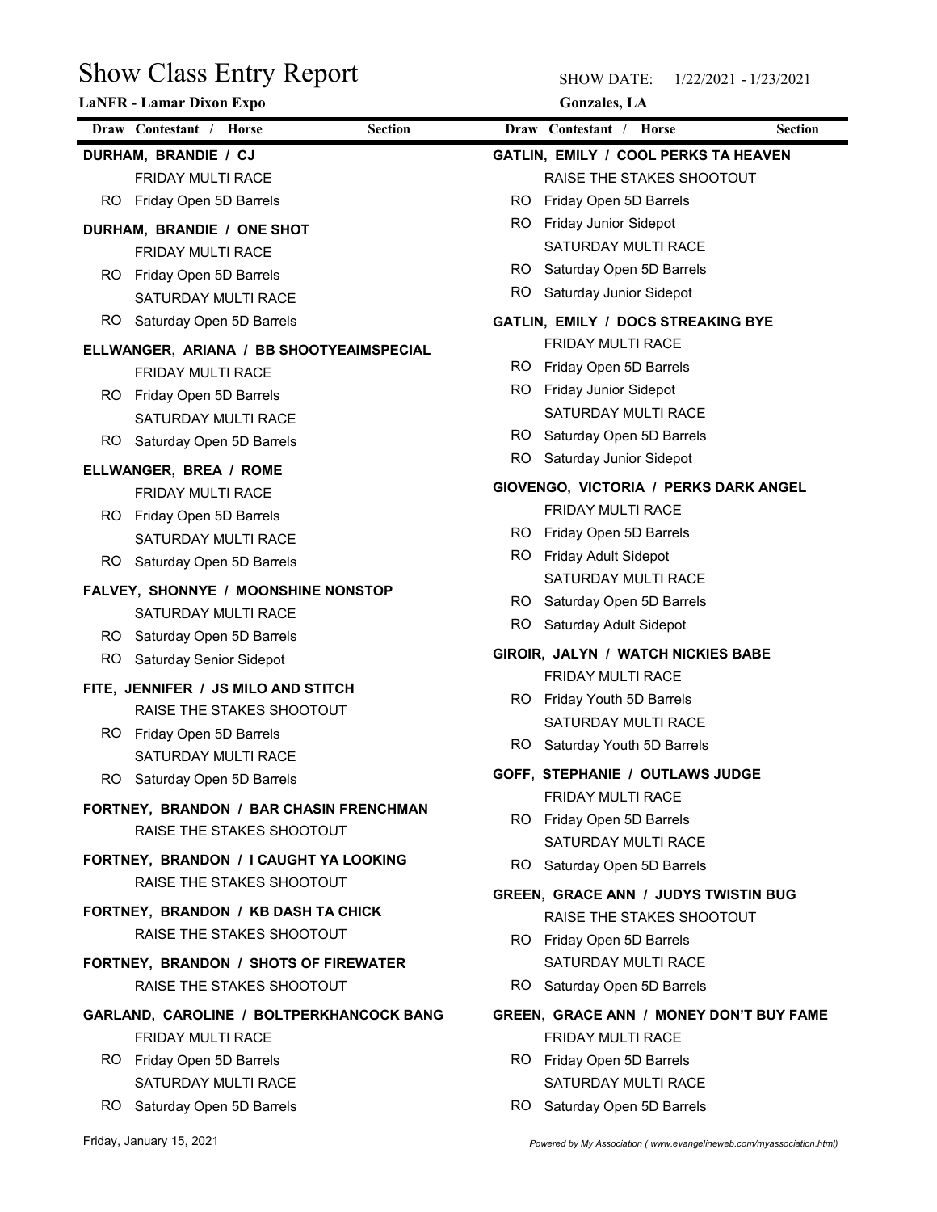# Show Class Entry Report

**LaNFR - Lamar Dixon Expo**

SHOW DATE: 1/22/2021 - 1/23/2021

**Gonzales, LA**

| Draw | Contestant / Horse | Section |
|---|---|---|
| | **DURHAM, BRANDIE / CJ** | |
| | FRIDAY MULTI RACE | |
| RO | Friday Open 5D Barrels | |
| | **DURHAM, BRANDIE / ONE SHOT** | |
| | FRIDAY MULTI RACE | |
| RO | Friday Open 5D Barrels | |
| | SATURDAY MULTI RACE | |
| RO | Saturday Open 5D Barrels | |
| | **ELLWANGER, ARIANA / BB SHOOTYEAIMSPECIAL** | |
| | FRIDAY MULTI RACE | |
| RO | Friday Open 5D Barrels | |
| | SATURDAY MULTI RACE | |
| RO | Saturday Open 5D Barrels | |
| | **ELLWANGER, BREA / ROME** | |
| | FRIDAY MULTI RACE | |
| RO | Friday Open 5D Barrels | |
| | SATURDAY MULTI RACE | |
| RO | Saturday Open 5D Barrels | |
| | **FALVEY, SHONNYE / MOONSHINE NONSTOP** | |
| | SATURDAY MULTI RACE | |
| RO | Saturday Open 5D Barrels | |
| RO | Saturday Senior Sidepot | |
| | **FITE, JENNIFER / JS MILO AND STITCH** | |
| | RAISE THE STAKES SHOOTOUT | |
| RO | Friday Open 5D Barrels | |
| | SATURDAY MULTI RACE | |
| RO | Saturday Open 5D Barrels | |
| | **FORTNEY, BRANDON / BAR CHASIN FRENCHMAN** | |
| | RAISE THE STAKES SHOOTOUT | |
| | **FORTNEY, BRANDON / I CAUGHT YA LOOKING** | |
| | RAISE THE STAKES SHOOTOUT | |
| | **FORTNEY, BRANDON / KB DASH TA CHICK** | |
| | RAISE THE STAKES SHOOTOUT | |
| | **FORTNEY, BRANDON / SHOTS OF FIREWATER** | |
| | RAISE THE STAKES SHOOTOUT | |
| | **GARLAND, CAROLINE / BOLTPERKHANCOCK BANG** | |
| | FRIDAY MULTI RACE | |
| RO | Friday Open 5D Barrels | |
| | SATURDAY MULTI RACE | |
| RO | Saturday Open 5D Barrels | |
| | **GATLIN, EMILY / COOL PERKS TA HEAVEN** | |
| | RAISE THE STAKES SHOOTOUT | |
| RO | Friday Open 5D Barrels | |
| RO | Friday Junior Sidepot | |
| | SATURDAY MULTI RACE | |
| RO | Saturday Open 5D Barrels | |
| RO | Saturday Junior Sidepot | |
| | **GATLIN, EMILY / DOCS STREAKING BYE** | |
| | FRIDAY MULTI RACE | |
| RO | Friday Open 5D Barrels | |
| RO | Friday Junior Sidepot | |
| | SATURDAY MULTI RACE | |
| RO | Saturday Open 5D Barrels | |
| RO | Saturday Junior Sidepot | |
| | **GIOVENGO, VICTORIA / PERKS DARK ANGEL** | |
| | FRIDAY MULTI RACE | |
| RO | Friday Open 5D Barrels | |
| RO | Friday Adult Sidepot | |
| | SATURDAY MULTI RACE | |
| RO | Saturday Open 5D Barrels | |
| RO | Saturday Adult Sidepot | |
| | **GIROIR, JALYN / WATCH NICKIES BABE** | |
| | FRIDAY MULTI RACE | |
| RO | Friday Youth 5D Barrels | |
| | SATURDAY MULTI RACE | |
| RO | Saturday Youth 5D Barrels | |
| | **GOFF, STEPHANIE / OUTLAWS JUDGE** | |
| | FRIDAY MULTI RACE | |
| RO | Friday Open 5D Barrels | |
| | SATURDAY MULTI RACE | |
| RO | Saturday Open 5D Barrels | |
| | **GREEN, GRACE ANN / JUDYS TWISTIN BUG** | |
| | RAISE THE STAKES SHOOTOUT | |
| RO | Friday Open 5D Barrels | |
| | SATURDAY MULTI RACE | |
| RO | Saturday Open 5D Barrels | |
| | **GREEN, GRACE ANN / MONEY DON'T BUY FAME** | |
| | FRIDAY MULTI RACE | |
| RO | Friday Open 5D Barrels | |
| | SATURDAY MULTI RACE | |
| RO | Saturday Open 5D Barrels | |

Friday, January 15, 2021

*Powered by My Association ( www.evangelineweb.com/myassociation.html)*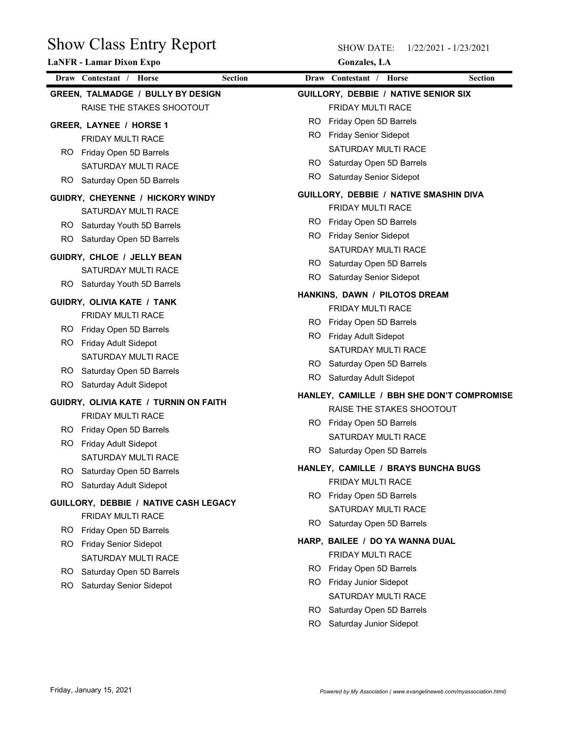# Show Class Entry Report

**LaNFR - Lamar Dixon Expo**

SHOW DATE: 1/22/2021 - 1/23/2021

**Gonzales, LA**

| Draw | Contestant / Horse | Section |
|---|---|---|
| | **GREEN, TALMADGE / BULLY BY DESIGN** | |
| | RAISE THE STAKES SHOOTOUT | |
| | **GREER, LAYNEE / HORSE 1** | |
| | FRIDAY MULTI RACE | |
| RO | Friday Open 5D Barrels | |
| | SATURDAY MULTI RACE | |
| RO | Saturday Open 5D Barrels | |
| | **GUIDRY, CHEYENNE / HICKORY WINDY** | |
| | SATURDAY MULTI RACE | |
| RO | Saturday Youth 5D Barrels | |
| RO | Saturday Open 5D Barrels | |
| | **GUIDRY, CHLOE / JELLY BEAN** | |
| | SATURDAY MULTI RACE | |
| RO | Saturday Youth 5D Barrels | |
| | **GUIDRY, OLIVIA KATE / TANK** | |
| | FRIDAY MULTI RACE | |
| RO | Friday Open 5D Barrels | |
| RO | Friday Adult Sidepot | |
| | SATURDAY MULTI RACE | |
| RO | Saturday Open 5D Barrels | |
| RO | Saturday Adult Sidepot | |
| | **GUIDRY, OLIVIA KATE / TURNIN ON FAITH** | |
| | FRIDAY MULTI RACE | |
| RO | Friday Open 5D Barrels | |
| RO | Friday Adult Sidepot | |
| | SATURDAY MULTI RACE | |
| RO | Saturday Open 5D Barrels | |
| RO | Saturday Adult Sidepot | |
| | **GUILLORY, DEBBIE / NATIVE CASH LEGACY** | |
| | FRIDAY MULTI RACE | |
| RO | Friday Open 5D Barrels | |
| RO | Friday Senior Sidepot | |
| | SATURDAY MULTI RACE | |
| RO | Saturday Open 5D Barrels | |
| RO | Saturday Senior Sidepot | |
| | **GUILLORY, DEBBIE / NATIVE SENIOR SIX** | |
| | FRIDAY MULTI RACE | |
| RO | Friday Open 5D Barrels | |
| RO | Friday Senior Sidepot | |
| | SATURDAY MULTI RACE | |
| RO | Saturday Open 5D Barrels | |
| RO | Saturday Senior Sidepot | |
| | **GUILLORY, DEBBIE / NATIVE SMASHIN DIVA** | |
| | FRIDAY MULTI RACE | |
| RO | Friday Open 5D Barrels | |
| RO | Friday Senior Sidepot | |
| | SATURDAY MULTI RACE | |
| RO | Saturday Open 5D Barrels | |
| RO | Saturday Senior Sidepot | |
| | **HANKINS, DAWN / PILOTOS DREAM** | |
| | FRIDAY MULTI RACE | |
| RO | Friday Open 5D Barrels | |
| RO | Friday Adult Sidepot | |
| | SATURDAY MULTI RACE | |
| RO | Saturday Open 5D Barrels | |
| RO | Saturday Adult Sidepot | |
| | **HANLEY, CAMILLE / BBH SHE DON'T COMPROMISE** | |
| | RAISE THE STAKES SHOOTOUT | |
| RO | Friday Open 5D Barrels | |
| | SATURDAY MULTI RACE | |
| RO | Saturday Open 5D Barrels | |
| | **HANLEY, CAMILLE / BRAYS BUNCHA BUGS** | |
| | FRIDAY MULTI RACE | |
| RO | Friday Open 5D Barrels | |
| | SATURDAY MULTI RACE | |
| RO | Saturday Open 5D Barrels | |
| | **HARP, BAILEE / DO YA WANNA DUAL** | |
| | FRIDAY MULTI RACE | |
| RO | Friday Open 5D Barrels | |
| RO | Friday Junior Sidepot | |
| | SATURDAY MULTI RACE | |
| RO | Saturday Open 5D Barrels | |
| RO | Saturday Junior Sidepot | |

Friday, January 15, 2021

*Powered by My Association ( www.evangelineweb.com/myassociation.html)*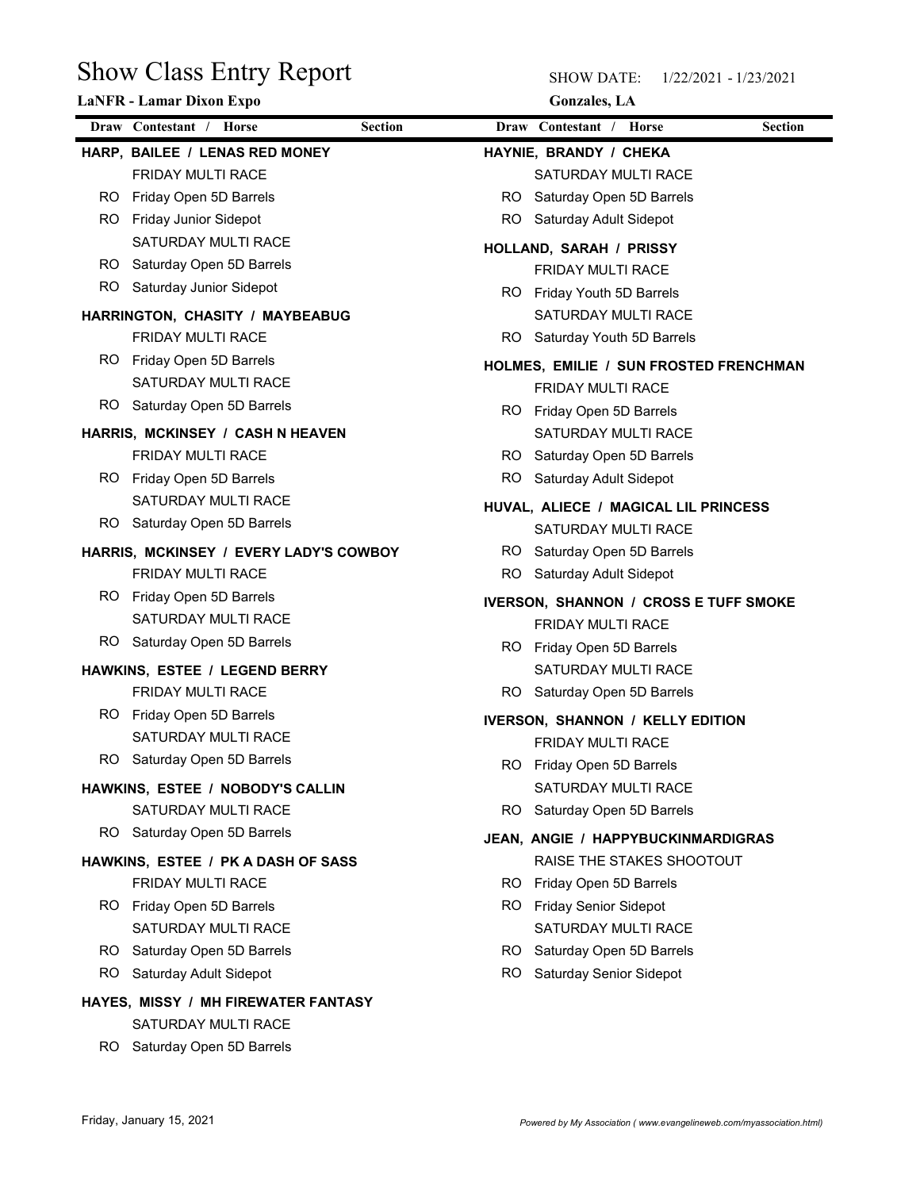# Show Class Entry Report

**LaNFR - Lamar Dixon Expo**

SHOW DATE: 1/22/2021 - 1/23/2021

**Gonzales, LA**

| Draw | Contestant / Horse | Section |
|---|---|---|
| | **HARP, BAILEE / LENAS RED MONEY** | |
| | FRIDAY MULTI RACE | |
| RO | Friday Open 5D Barrels | |
| RO | Friday Junior Sidepot | |
| | SATURDAY MULTI RACE | |
| RO | Saturday Open 5D Barrels | |
| RO | Saturday Junior Sidepot | |
| | **HARRINGTON, CHASITY / MAYBEABUG** | |
| | FRIDAY MULTI RACE | |
| RO | Friday Open 5D Barrels | |
| | SATURDAY MULTI RACE | |
| RO | Saturday Open 5D Barrels | |
| | **HARRIS, MCKINSEY / CASH N HEAVEN** | |
| | FRIDAY MULTI RACE | |
| RO | Friday Open 5D Barrels | |
| | SATURDAY MULTI RACE | |
| RO | Saturday Open 5D Barrels | |
| | **HARRIS, MCKINSEY / EVERY LADY'S COWBOY** | |
| | FRIDAY MULTI RACE | |
| RO | Friday Open 5D Barrels | |
| | SATURDAY MULTI RACE | |
| RO | Saturday Open 5D Barrels | |
| | **HAWKINS, ESTEE / LEGEND BERRY** | |
| | FRIDAY MULTI RACE | |
| RO | Friday Open 5D Barrels | |
| | SATURDAY MULTI RACE | |
| RO | Saturday Open 5D Barrels | |
| | **HAWKINS, ESTEE / NOBODY'S CALLIN** | |
| | SATURDAY MULTI RACE | |
| RO | Saturday Open 5D Barrels | |
| | **HAWKINS, ESTEE / PK A DASH OF SASS** | |
| | FRIDAY MULTI RACE | |
| RO | Friday Open 5D Barrels | |
| | SATURDAY MULTI RACE | |
| RO | Saturday Open 5D Barrels | |
| RO | Saturday Adult Sidepot | |
| | **HAYES, MISSY / MH FIREWATER FANTASY** | |
| | SATURDAY MULTI RACE | |
| RO | Saturday Open 5D Barrels | |
| | **HAYNIE, BRANDY / CHEKA** | |
| | SATURDAY MULTI RACE | |
| RO | Saturday Open 5D Barrels | |
| RO | Saturday Adult Sidepot | |
| | **HOLLAND, SARAH / PRISSY** | |
| | FRIDAY MULTI RACE | |
| RO | Friday Youth 5D Barrels | |
| | SATURDAY MULTI RACE | |
| RO | Saturday Youth 5D Barrels | |
| | **HOLMES, EMILIE / SUN FROSTED FRENCHMAN** | |
| | FRIDAY MULTI RACE | |
| RO | Friday Open 5D Barrels | |
| | SATURDAY MULTI RACE | |
| RO | Saturday Open 5D Barrels | |
| RO | Saturday Adult Sidepot | |
| | **HUVAL, ALIECE / MAGICAL LIL PRINCESS** | |
| | SATURDAY MULTI RACE | |
| RO | Saturday Open 5D Barrels | |
| RO | Saturday Adult Sidepot | |
| | **IVERSON, SHANNON / CROSS E TUFF SMOKE** | |
| | FRIDAY MULTI RACE | |
| RO | Friday Open 5D Barrels | |
| | SATURDAY MULTI RACE | |
| RO | Saturday Open 5D Barrels | |
| | **IVERSON, SHANNON / KELLY EDITION** | |
| | FRIDAY MULTI RACE | |
| RO | Friday Open 5D Barrels | |
| | SATURDAY MULTI RACE | |
| RO | Saturday Open 5D Barrels | |
| | **JEAN, ANGIE / HAPPYBUCKINMARDIGRAS** | |
| | RAISE THE STAKES SHOOTOUT | |
| RO | Friday Open 5D Barrels | |
| RO | Friday Senior Sidepot | |
| | SATURDAY MULTI RACE | |
| RO | Saturday Open 5D Barrels | |
| RO | Saturday Senior Sidepot | |

Friday, January 15, 2021

*Powered by My Association ( www.evangelineweb.com/myassociation.html)*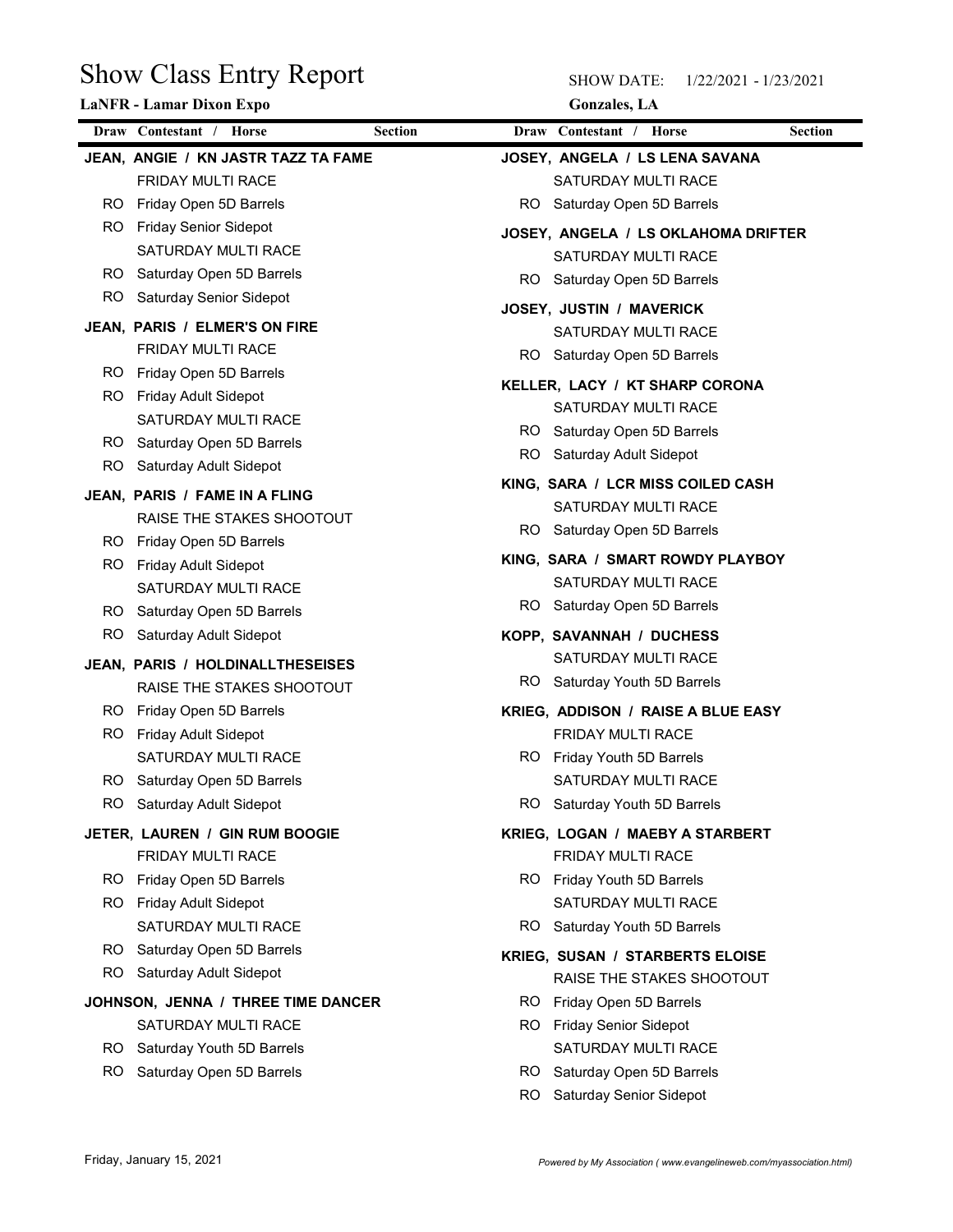# Show Class Entry Report

**LaNFR - Lamar Dixon Expo**

SHOW DATE: 1/22/2021 - 1/23/2021

**Gonzales, LA**

| Draw | Contestant / Horse | Section |
|---|---|---|
| | **JEAN, ANGIE / KN JASTR TAZZ TA FAME** | |
| | FRIDAY MULTI RACE | |
| RO | Friday Open 5D Barrels | |
| RO | Friday Senior Sidepot | |
| | SATURDAY MULTI RACE | |
| RO | Saturday Open 5D Barrels | |
| RO | Saturday Senior Sidepot | |
| | **JEAN, PARIS / ELMER'S ON FIRE** | |
| | FRIDAY MULTI RACE | |
| RO | Friday Open 5D Barrels | |
| RO | Friday Adult Sidepot | |
| | SATURDAY MULTI RACE | |
| RO | Saturday Open 5D Barrels | |
| RO | Saturday Adult Sidepot | |
| | **JEAN, PARIS / FAME IN A FLING** | |
| | RAISE THE STAKES SHOOTOUT | |
| RO | Friday Open 5D Barrels | |
| RO | Friday Adult Sidepot | |
| | SATURDAY MULTI RACE | |
| RO | Saturday Open 5D Barrels | |
| RO | Saturday Adult Sidepot | |
| | **JEAN, PARIS / HOLDINALLTHESEISES** | |
| | RAISE THE STAKES SHOOTOUT | |
| RO | Friday Open 5D Barrels | |
| RO | Friday Adult Sidepot | |
| | SATURDAY MULTI RACE | |
| RO | Saturday Open 5D Barrels | |
| RO | Saturday Adult Sidepot | |
| | **JETER, LAUREN / GIN RUM BOOGIE** | |
| | FRIDAY MULTI RACE | |
| RO | Friday Open 5D Barrels | |
| RO | Friday Adult Sidepot | |
| | SATURDAY MULTI RACE | |
| RO | Saturday Open 5D Barrels | |
| RO | Saturday Adult Sidepot | |
| | **JOHNSON, JENNA / THREE TIME DANCER** | |
| | SATURDAY MULTI RACE | |
| RO | Saturday Youth 5D Barrels | |
| RO | Saturday Open 5D Barrels | |
| | **JOSEY, ANGELA / LS LENA SAVANA** | |
| | SATURDAY MULTI RACE | |
| RO | Saturday Open 5D Barrels | |
| | **JOSEY, ANGELA / LS OKLAHOMA DRIFTER** | |
| | SATURDAY MULTI RACE | |
| RO | Saturday Open 5D Barrels | |
| | **JOSEY, JUSTIN / MAVERICK** | |
| | SATURDAY MULTI RACE | |
| RO | Saturday Open 5D Barrels | |
| | **KELLER, LACY / KT SHARP CORONA** | |
| | SATURDAY MULTI RACE | |
| RO | Saturday Open 5D Barrels | |
| RO | Saturday Adult Sidepot | |
| | **KING, SARA / LCR MISS COILED CASH** | |
| | SATURDAY MULTI RACE | |
| RO | Saturday Open 5D Barrels | |
| | **KING, SARA / SMART ROWDY PLAYBOY** | |
| | SATURDAY MULTI RACE | |
| RO | Saturday Open 5D Barrels | |
| | **KOPP, SAVANNAH / DUCHESS** | |
| | SATURDAY MULTI RACE | |
| RO | Saturday Youth 5D Barrels | |
| | **KRIEG, ADDISON / RAISE A BLUE EASY** | |
| | FRIDAY MULTI RACE | |
| RO | Friday Youth 5D Barrels | |
| | SATURDAY MULTI RACE | |
| RO | Saturday Youth 5D Barrels | |
| | **KRIEG, LOGAN / MAEBY A STARBERT** | |
| | FRIDAY MULTI RACE | |
| RO | Friday Youth 5D Barrels | |
| | SATURDAY MULTI RACE | |
| RO | Saturday Youth 5D Barrels | |
| | **KRIEG, SUSAN / STARBERTS ELOISE** | |
| | RAISE THE STAKES SHOOTOUT | |
| RO | Friday Open 5D Barrels | |
| RO | Friday Senior Sidepot | |
| | SATURDAY MULTI RACE | |
| RO | Saturday Open 5D Barrels | |
| RO | Saturday Senior Sidepot | |

Friday, January 15, 2021

*Powered by My Association ( www.evangelineweb.com/myassociation.html)*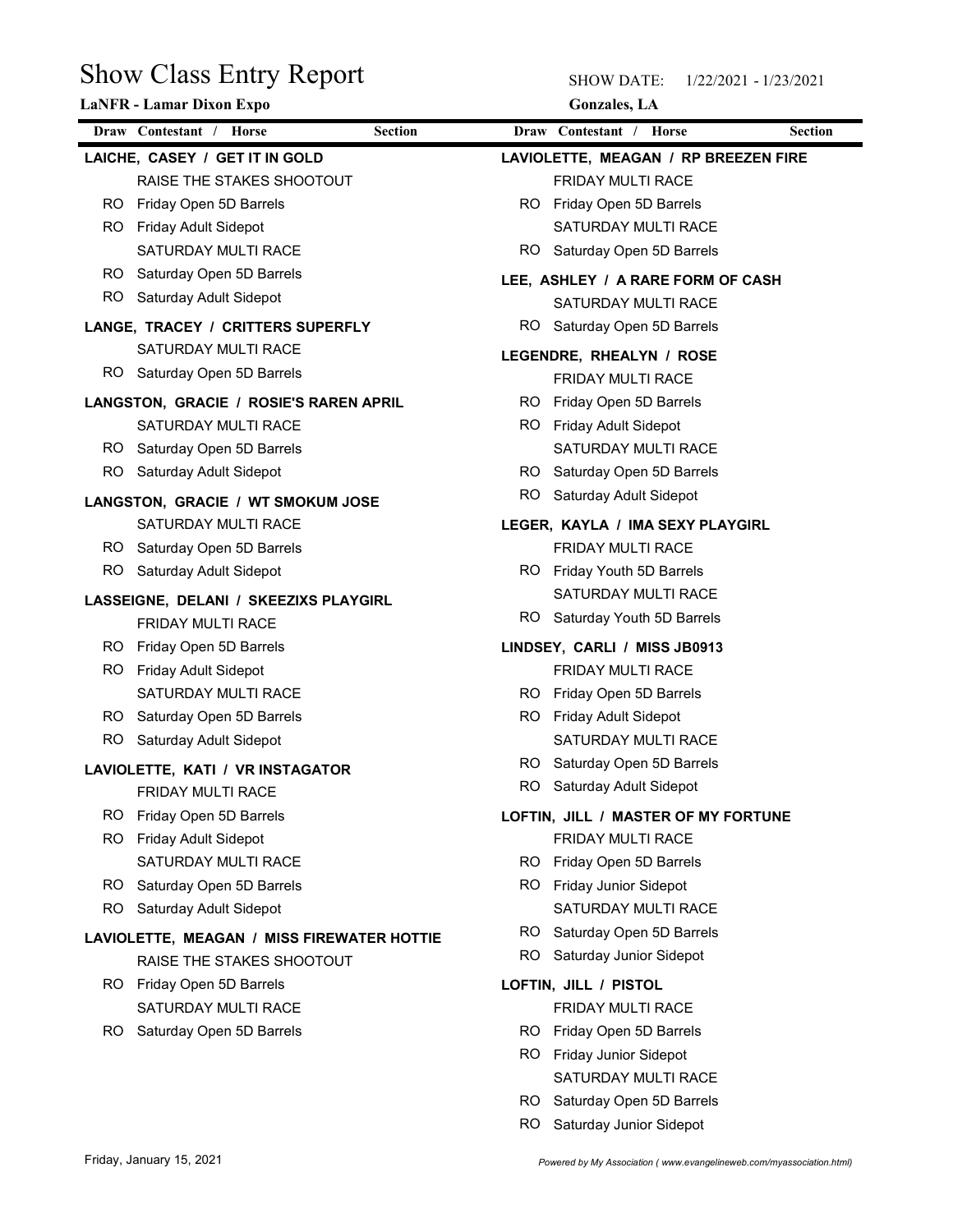# Show Class Entry Report

**LaNFR - Lamar Dixon Expo**

SHOW DATE: 1/22/2021 - 1/23/2021

**Gonzales, LA**

| Draw | Contestant / Horse | Section |
|---|---|---|
| | **LAICHE, CASEY / GET IT IN GOLD** | |
| | RAISE THE STAKES SHOOTOUT | |
| RO | Friday Open 5D Barrels | |
| RO | Friday Adult Sidepot | |
| | SATURDAY MULTI RACE | |
| RO | Saturday Open 5D Barrels | |
| RO | Saturday Adult Sidepot | |
| | **LANGE, TRACEY / CRITTERS SUPERFLY** | |
| | SATURDAY MULTI RACE | |
| RO | Saturday Open 5D Barrels | |
| | **LANGSTON, GRACIE / ROSIE'S RAREN APRIL** | |
| | SATURDAY MULTI RACE | |
| RO | Saturday Open 5D Barrels | |
| RO | Saturday Adult Sidepot | |
| | **LANGSTON, GRACIE / WT SMOKUM JOSE** | |
| | SATURDAY MULTI RACE | |
| RO | Saturday Open 5D Barrels | |
| RO | Saturday Adult Sidepot | |
| | **LASSEIGNE, DELANI / SKEEZIXS PLAYGIRL** | |
| | FRIDAY MULTI RACE | |
| RO | Friday Open 5D Barrels | |
| RO | Friday Adult Sidepot | |
| | SATURDAY MULTI RACE | |
| RO | Saturday Open 5D Barrels | |
| RO | Saturday Adult Sidepot | |
| | **LAVIOLETTE, KATI / VR INSTAGATOR** | |
| | FRIDAY MULTI RACE | |
| RO | Friday Open 5D Barrels | |
| RO | Friday Adult Sidepot | |
| | SATURDAY MULTI RACE | |
| RO | Saturday Open 5D Barrels | |
| RO | Saturday Adult Sidepot | |
| | **LAVIOLETTE, MEAGAN / MISS FIREWATER HOTTIE** | |
| | RAISE THE STAKES SHOOTOUT | |
| RO | Friday Open 5D Barrels | |
| | SATURDAY MULTI RACE | |
| RO | Saturday Open 5D Barrels | |
| | **LAVIOLETTE, MEAGAN / RP BREEZEN FIRE** | |
| | FRIDAY MULTI RACE | |
| RO | Friday Open 5D Barrels | |
| | SATURDAY MULTI RACE | |
| RO | Saturday Open 5D Barrels | |
| | **LEE, ASHLEY / A RARE FORM OF CASH** | |
| | SATURDAY MULTI RACE | |
| RO | Saturday Open 5D Barrels | |
| | **LEGENDRE, RHEALYN / ROSE** | |
| | FRIDAY MULTI RACE | |
| RO | Friday Open 5D Barrels | |
| RO | Friday Adult Sidepot | |
| | SATURDAY MULTI RACE | |
| RO | Saturday Open 5D Barrels | |
| RO | Saturday Adult Sidepot | |
| | **LEGER, KAYLA / IMA SEXY PLAYGIRL** | |
| | FRIDAY MULTI RACE | |
| RO | Friday Youth 5D Barrels | |
| | SATURDAY MULTI RACE | |
| RO | Saturday Youth 5D Barrels | |
| | **LINDSEY, CARLI / MISS JB0913** | |
| | FRIDAY MULTI RACE | |
| RO | Friday Open 5D Barrels | |
| RO | Friday Adult Sidepot | |
| | SATURDAY MULTI RACE | |
| RO | Saturday Open 5D Barrels | |
| RO | Saturday Adult Sidepot | |
| | **LOFTIN, JILL / MASTER OF MY FORTUNE** | |
| | FRIDAY MULTI RACE | |
| RO | Friday Open 5D Barrels | |
| RO | Friday Junior Sidepot | |
| | SATURDAY MULTI RACE | |
| RO | Saturday Open 5D Barrels | |
| RO | Saturday Junior Sidepot | |
| | **LOFTIN, JILL / PISTOL** | |
| | FRIDAY MULTI RACE | |
| RO | Friday Open 5D Barrels | |
| RO | Friday Junior Sidepot | |
| | SATURDAY MULTI RACE | |
| RO | Saturday Open 5D Barrels | |
| RO | Saturday Junior Sidepot | |

Friday, January 15, 2021

*Powered by My Association ( www.evangelineweb.com/myassociation.html)*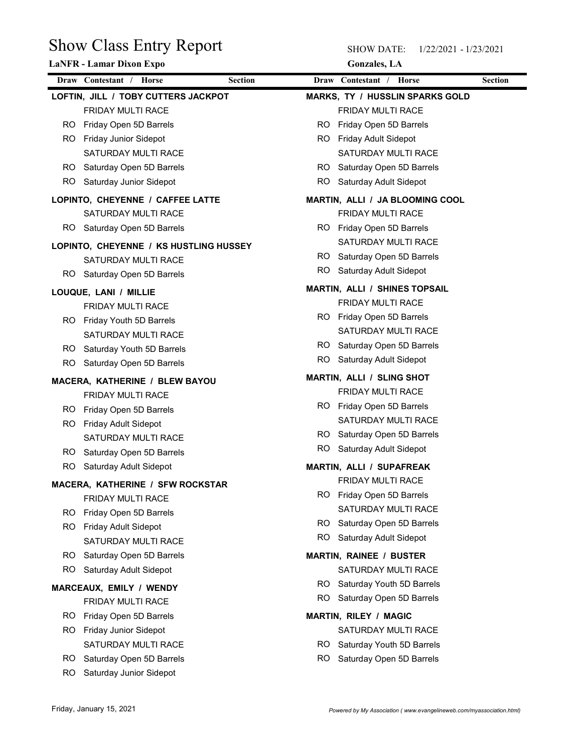# Show Class Entry Report

**LaNFR - Lamar Dixon Expo**

SHOW DATE: 1/22/2021 - 1/23/2021

**Gonzales, LA**

| Draw | Contestant / Horse | Section |
|---|---|---|

**LOFTIN, JILL / TOBY CUTTERS JACKPOT**

FRIDAY MULTI RACE
- RO Friday Open 5D Barrels
- RO Friday Junior Sidepot

SATURDAY MULTI RACE
- RO Saturday Open 5D Barrels
- RO Saturday Junior Sidepot

**LOPINTO, CHEYENNE / CAFFEE LATTE**

SATURDAY MULTI RACE
- RO Saturday Open 5D Barrels

**LOPINTO, CHEYENNE / KS HUSTLING HUSSEY**

SATURDAY MULTI RACE
- RO Saturday Open 5D Barrels

**LOUQUE, LANI / MILLIE**

FRIDAY MULTI RACE
- RO Friday Youth 5D Barrels

SATURDAY MULTI RACE
- RO Saturday Youth 5D Barrels
- RO Saturday Open 5D Barrels

**MACERA, KATHERINE / BLEW BAYOU**

FRIDAY MULTI RACE
- RO Friday Open 5D Barrels
- RO Friday Adult Sidepot

SATURDAY MULTI RACE
- RO Saturday Open 5D Barrels
- RO Saturday Adult Sidepot

**MACERA, KATHERINE / SFW ROCKSTAR**

FRIDAY MULTI RACE
- RO Friday Open 5D Barrels
- RO Friday Adult Sidepot

SATURDAY MULTI RACE
- RO Saturday Open 5D Barrels
- RO Saturday Adult Sidepot

**MARCEAUX, EMILY / WENDY**

FRIDAY MULTI RACE
- RO Friday Open 5D Barrels
- RO Friday Junior Sidepot

SATURDAY MULTI RACE
- RO Saturday Open 5D Barrels
- RO Saturday Junior Sidepot

**MARKS, TY / HUSSLIN SPARKS GOLD**

FRIDAY MULTI RACE
- RO Friday Open 5D Barrels
- RO Friday Adult Sidepot

SATURDAY MULTI RACE
- RO Saturday Open 5D Barrels
- RO Saturday Adult Sidepot

**MARTIN, ALLI / JA BLOOMING COOL**

FRIDAY MULTI RACE
- RO Friday Open 5D Barrels

SATURDAY MULTI RACE
- RO Saturday Open 5D Barrels
- RO Saturday Adult Sidepot

**MARTIN, ALLI / SHINES TOPSAIL**

FRIDAY MULTI RACE
- RO Friday Open 5D Barrels

SATURDAY MULTI RACE
- RO Saturday Open 5D Barrels
- RO Saturday Adult Sidepot

**MARTIN, ALLI / SLING SHOT**

FRIDAY MULTI RACE
- RO Friday Open 5D Barrels

SATURDAY MULTI RACE
- RO Saturday Open 5D Barrels
- RO Saturday Adult Sidepot

**MARTIN, ALLI / SUPAFREAK**

FRIDAY MULTI RACE
- RO Friday Open 5D Barrels

SATURDAY MULTI RACE
- RO Saturday Open 5D Barrels
- RO Saturday Adult Sidepot

**MARTIN, RAINEE / BUSTER**

SATURDAY MULTI RACE
- RO Saturday Youth 5D Barrels
- RO Saturday Open 5D Barrels

**MARTIN, RILEY / MAGIC**

SATURDAY MULTI RACE
- RO Saturday Youth 5D Barrels
- RO Saturday Open 5D Barrels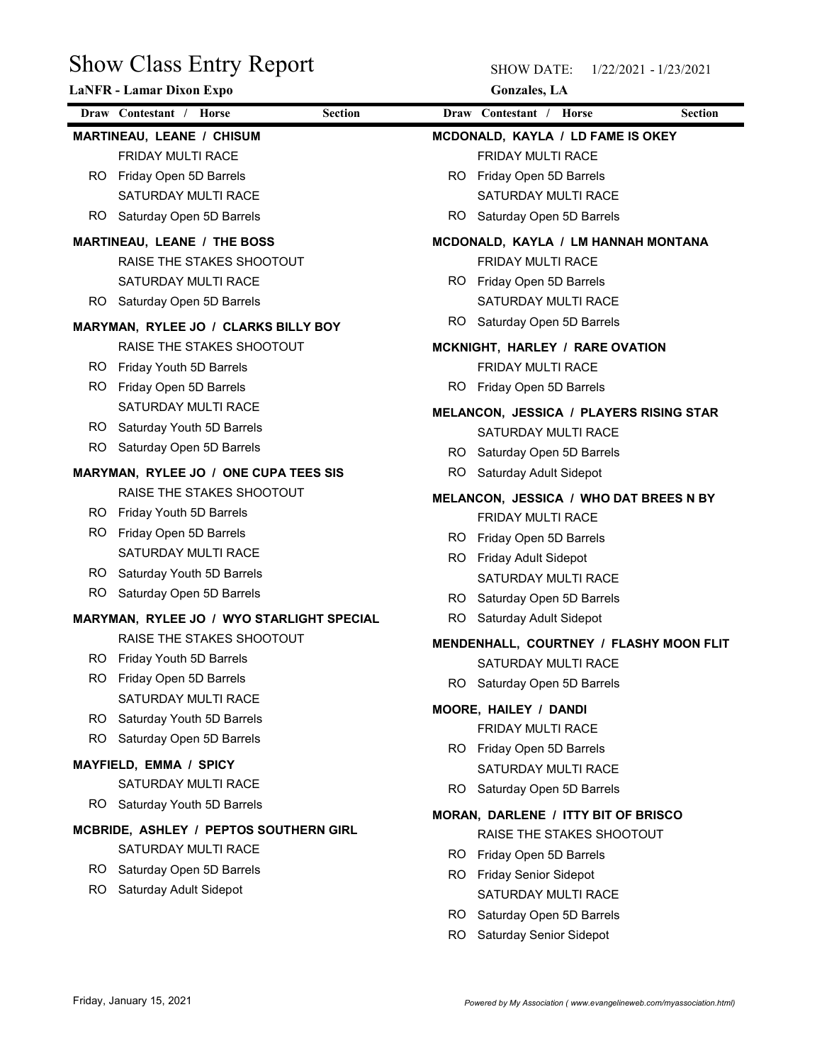# Show Class Entry Report

**LaNFR - Lamar Dixon Expo**

SHOW DATE: 1/22/2021 - 1/23/2021

**Gonzales, LA**

| Draw | Contestant / Horse | Section |
|---|---|---|
| | **MARTINEAU, LEANE / CHISUM** | |
| | FRIDAY MULTI RACE | |
| RO | Friday Open 5D Barrels | |
| | SATURDAY MULTI RACE | |
| RO | Saturday Open 5D Barrels | |
| | **MARTINEAU, LEANE / THE BOSS** | |
| | RAISE THE STAKES SHOOTOUT | |
| | SATURDAY MULTI RACE | |
| RO | Saturday Open 5D Barrels | |
| | **MARYMAN, RYLEE JO / CLARKS BILLY BOY** | |
| | RAISE THE STAKES SHOOTOUT | |
| RO | Friday Youth 5D Barrels | |
| RO | Friday Open 5D Barrels | |
| | SATURDAY MULTI RACE | |
| RO | Saturday Youth 5D Barrels | |
| RO | Saturday Open 5D Barrels | |
| | **MARYMAN, RYLEE JO / ONE CUPA TEES SIS** | |
| | RAISE THE STAKES SHOOTOUT | |
| RO | Friday Youth 5D Barrels | |
| RO | Friday Open 5D Barrels | |
| | SATURDAY MULTI RACE | |
| RO | Saturday Youth 5D Barrels | |
| RO | Saturday Open 5D Barrels | |
| | **MARYMAN, RYLEE JO / WYO STARLIGHT SPECIAL** | |
| | RAISE THE STAKES SHOOTOUT | |
| RO | Friday Youth 5D Barrels | |
| RO | Friday Open 5D Barrels | |
| | SATURDAY MULTI RACE | |
| RO | Saturday Youth 5D Barrels | |
| RO | Saturday Open 5D Barrels | |
| | **MAYFIELD, EMMA / SPICY** | |
| | SATURDAY MULTI RACE | |
| RO | Saturday Youth 5D Barrels | |
| | **MCBRIDE, ASHLEY / PEPTOS SOUTHERN GIRL** | |
| | SATURDAY MULTI RACE | |
| RO | Saturday Open 5D Barrels | |
| RO | Saturday Adult Sidepot | |
| | **MCDONALD, KAYLA / LD FAME IS OKEY** | |
| | FRIDAY MULTI RACE | |
| RO | Friday Open 5D Barrels | |
| | SATURDAY MULTI RACE | |
| RO | Saturday Open 5D Barrels | |
| | **MCDONALD, KAYLA / LM HANNAH MONTANA** | |
| | FRIDAY MULTI RACE | |
| RO | Friday Open 5D Barrels | |
| | SATURDAY MULTI RACE | |
| RO | Saturday Open 5D Barrels | |
| | **MCKNIGHT, HARLEY / RARE OVATION** | |
| | FRIDAY MULTI RACE | |
| RO | Friday Open 5D Barrels | |
| | **MELANCON, JESSICA / PLAYERS RISING STAR** | |
| | SATURDAY MULTI RACE | |
| RO | Saturday Open 5D Barrels | |
| RO | Saturday Adult Sidepot | |
| | **MELANCON, JESSICA / WHO DAT BREES N BY** | |
| | FRIDAY MULTI RACE | |
| RO | Friday Open 5D Barrels | |
| RO | Friday Adult Sidepot | |
| | SATURDAY MULTI RACE | |
| RO | Saturday Open 5D Barrels | |
| RO | Saturday Adult Sidepot | |
| | **MENDENHALL, COURTNEY / FLASHY MOON FLIT** | |
| | SATURDAY MULTI RACE | |
| RO | Saturday Open 5D Barrels | |
| | **MOORE, HAILEY / DANDI** | |
| | FRIDAY MULTI RACE | |
| RO | Friday Open 5D Barrels | |
| | SATURDAY MULTI RACE | |
| RO | Saturday Open 5D Barrels | |
| | **MORAN, DARLENE / ITTY BIT OF BRISCO** | |
| | RAISE THE STAKES SHOOTOUT | |
| RO | Friday Open 5D Barrels | |
| RO | Friday Senior Sidepot | |
| | SATURDAY MULTI RACE | |
| RO | Saturday Open 5D Barrels | |
| RO | Saturday Senior Sidepot | |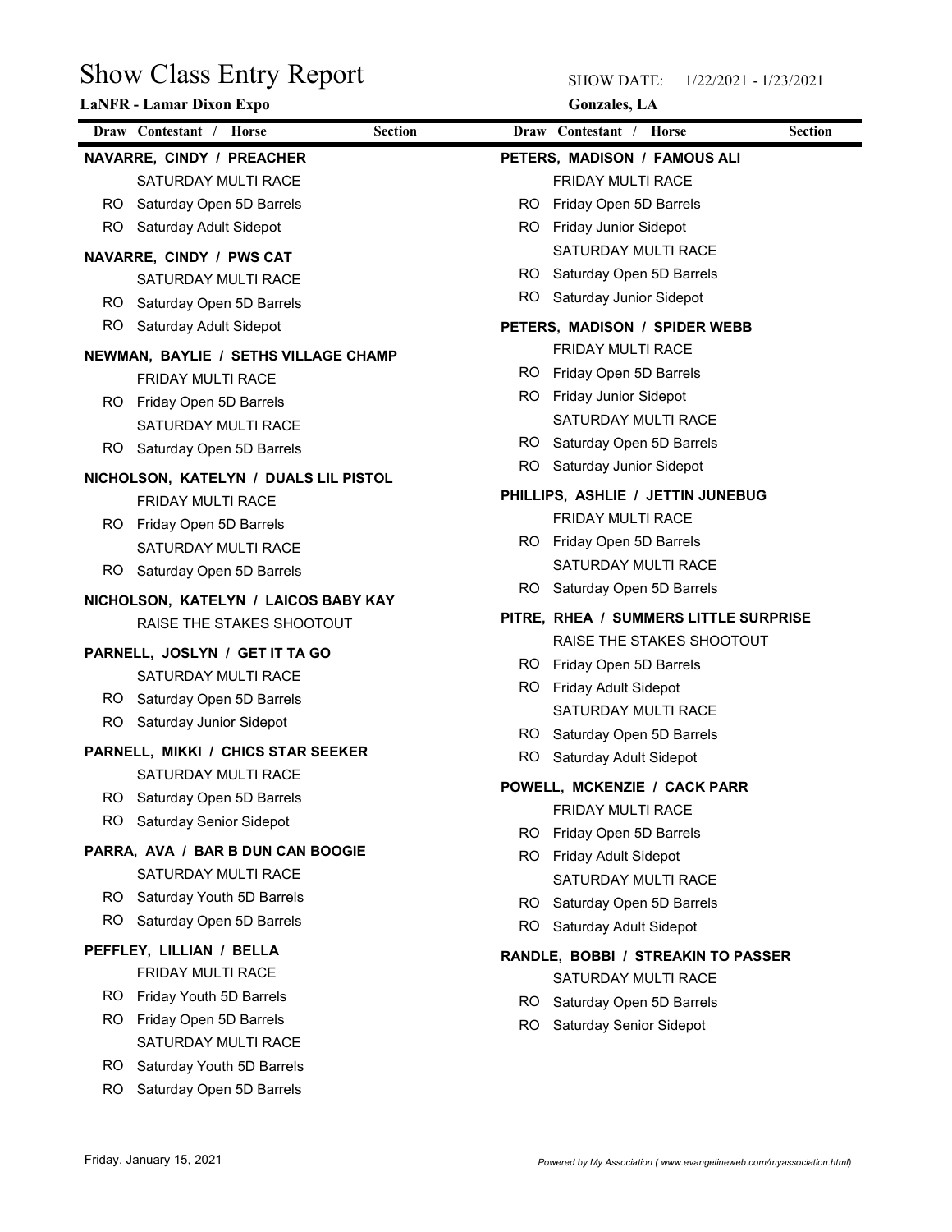# Show Class Entry Report

**LaNFR - Lamar Dixon Expo**

SHOW DATE: 1/22/2021 - 1/23/2021

**Gonzales, LA**

| Draw | Contestant / Horse | Section |
|---|---|---|
| | **NAVARRE, CINDY / PREACHER** | |
| | SATURDAY MULTI RACE | |
| RO | Saturday Open 5D Barrels | |
| RO | Saturday Adult Sidepot | |
| | **NAVARRE, CINDY / PWS CAT** | |
| | SATURDAY MULTI RACE | |
| RO | Saturday Open 5D Barrels | |
| RO | Saturday Adult Sidepot | |
| | **NEWMAN, BAYLIE / SETHS VILLAGE CHAMP** | |
| | FRIDAY MULTI RACE | |
| RO | Friday Open 5D Barrels | |
| | SATURDAY MULTI RACE | |
| RO | Saturday Open 5D Barrels | |
| | **NICHOLSON, KATELYN / DUALS LIL PISTOL** | |
| | FRIDAY MULTI RACE | |
| RO | Friday Open 5D Barrels | |
| | SATURDAY MULTI RACE | |
| RO | Saturday Open 5D Barrels | |
| | **NICHOLSON, KATELYN / LAICOS BABY KAY** | |
| | RAISE THE STAKES SHOOTOUT | |
| | **PARNELL, JOSLYN / GET IT TA GO** | |
| | SATURDAY MULTI RACE | |
| RO | Saturday Open 5D Barrels | |
| RO | Saturday Junior Sidepot | |
| | **PARNELL, MIKKI / CHICS STAR SEEKER** | |
| | SATURDAY MULTI RACE | |
| RO | Saturday Open 5D Barrels | |
| RO | Saturday Senior Sidepot | |
| | **PARRA, AVA / BAR B DUN CAN BOOGIE** | |
| | SATURDAY MULTI RACE | |
| RO | Saturday Youth 5D Barrels | |
| RO | Saturday Open 5D Barrels | |
| | **PEFFLEY, LILLIAN / BELLA** | |
| | FRIDAY MULTI RACE | |
| RO | Friday Youth 5D Barrels | |
| RO | Friday Open 5D Barrels | |
| | SATURDAY MULTI RACE | |
| RO | Saturday Youth 5D Barrels | |
| RO | Saturday Open 5D Barrels | |
| | **PETERS, MADISON / FAMOUS ALI** | |
| | FRIDAY MULTI RACE | |
| RO | Friday Open 5D Barrels | |
| RO | Friday Junior Sidepot | |
| | SATURDAY MULTI RACE | |
| RO | Saturday Open 5D Barrels | |
| RO | Saturday Junior Sidepot | |
| | **PETERS, MADISON / SPIDER WEBB** | |
| | FRIDAY MULTI RACE | |
| RO | Friday Open 5D Barrels | |
| RO | Friday Junior Sidepot | |
| | SATURDAY MULTI RACE | |
| RO | Saturday Open 5D Barrels | |
| RO | Saturday Junior Sidepot | |
| | **PHILLIPS, ASHLIE / JETTIN JUNEBUG** | |
| | FRIDAY MULTI RACE | |
| RO | Friday Open 5D Barrels | |
| | SATURDAY MULTI RACE | |
| RO | Saturday Open 5D Barrels | |
| | **PITRE, RHEA / SUMMERS LITTLE SURPRISE** | |
| | RAISE THE STAKES SHOOTOUT | |
| RO | Friday Open 5D Barrels | |
| RO | Friday Adult Sidepot | |
| | SATURDAY MULTI RACE | |
| RO | Saturday Open 5D Barrels | |
| RO | Saturday Adult Sidepot | |
| | **POWELL, MCKENZIE / CACK PARR** | |
| | FRIDAY MULTI RACE | |
| RO | Friday Open 5D Barrels | |
| RO | Friday Adult Sidepot | |
| | SATURDAY MULTI RACE | |
| RO | Saturday Open 5D Barrels | |
| RO | Saturday Adult Sidepot | |
| | **RANDLE, BOBBI / STREAKIN TO PASSER** | |
| | SATURDAY MULTI RACE | |
| RO | Saturday Open 5D Barrels | |
| RO | Saturday Senior Sidepot | |

Friday, January 15, 2021

*Powered by My Association ( www.evangelineweb.com/myassociation.html)*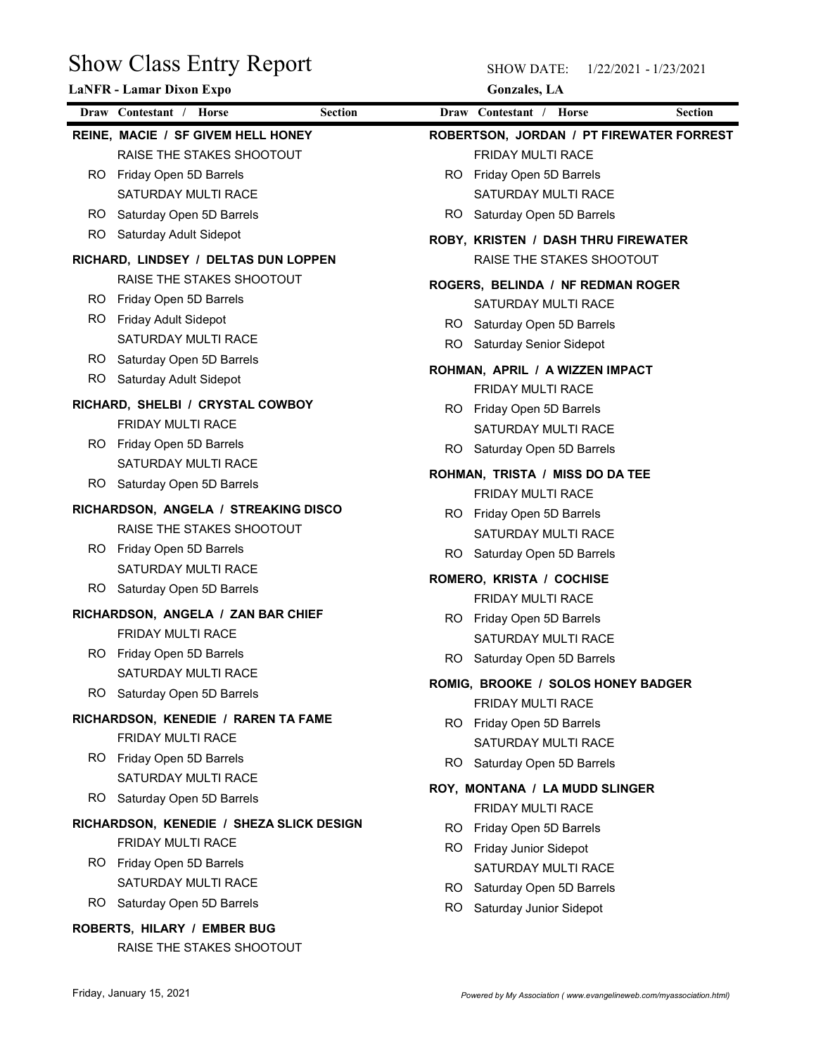# Show Class Entry Report

**LaNFR - Lamar Dixon Expo**

SHOW DATE: 1/22/2021 - 1/23/2021

**Gonzales, LA**

| Draw | Contestant / Horse | Section |
|---|---|---|
| | **REINE, MACIE / SF GIVEM HELL HONEY** | |
| | RAISE THE STAKES SHOOTOUT | |
| RO | Friday Open 5D Barrels | |
| | SATURDAY MULTI RACE | |
| RO | Saturday Open 5D Barrels | |
| RO | Saturday Adult Sidepot | |
| | **RICHARD, LINDSEY / DELTAS DUN LOPPEN** | |
| | RAISE THE STAKES SHOOTOUT | |
| RO | Friday Open 5D Barrels | |
| RO | Friday Adult Sidepot | |
| | SATURDAY MULTI RACE | |
| RO | Saturday Open 5D Barrels | |
| RO | Saturday Adult Sidepot | |
| | **RICHARD, SHELBI / CRYSTAL COWBOY** | |
| | FRIDAY MULTI RACE | |
| RO | Friday Open 5D Barrels | |
| | SATURDAY MULTI RACE | |
| RO | Saturday Open 5D Barrels | |
| | **RICHARDSON, ANGELA / STREAKING DISCO** | |
| | RAISE THE STAKES SHOOTOUT | |
| RO | Friday Open 5D Barrels | |
| | SATURDAY MULTI RACE | |
| RO | Saturday Open 5D Barrels | |
| | **RICHARDSON, ANGELA / ZAN BAR CHIEF** | |
| | FRIDAY MULTI RACE | |
| RO | Friday Open 5D Barrels | |
| | SATURDAY MULTI RACE | |
| RO | Saturday Open 5D Barrels | |
| | **RICHARDSON, KENEDIE / RAREN TA FAME** | |
| | FRIDAY MULTI RACE | |
| RO | Friday Open 5D Barrels | |
| | SATURDAY MULTI RACE | |
| RO | Saturday Open 5D Barrels | |
| | **RICHARDSON, KENEDIE / SHEZA SLICK DESIGN** | |
| | FRIDAY MULTI RACE | |
| RO | Friday Open 5D Barrels | |
| | SATURDAY MULTI RACE | |
| RO | Saturday Open 5D Barrels | |
| | **ROBERTS, HILARY / EMBER BUG** | |
| | RAISE THE STAKES SHOOTOUT | |
| | **ROBERTSON, JORDAN / PT FIREWATER FORREST** | |
| | FRIDAY MULTI RACE | |
| RO | Friday Open 5D Barrels | |
| | SATURDAY MULTI RACE | |
| RO | Saturday Open 5D Barrels | |
| | **ROBY, KRISTEN / DASH THRU FIREWATER** | |
| | RAISE THE STAKES SHOOTOUT | |
| | **ROGERS, BELINDA / NF REDMAN ROGER** | |
| | SATURDAY MULTI RACE | |
| RO | Saturday Open 5D Barrels | |
| RO | Saturday Senior Sidepot | |
| | **ROHMAN, APRIL / A WIZZEN IMPACT** | |
| | FRIDAY MULTI RACE | |
| RO | Friday Open 5D Barrels | |
| | SATURDAY MULTI RACE | |
| RO | Saturday Open 5D Barrels | |
| | **ROHMAN, TRISTA / MISS DO DA TEE** | |
| | FRIDAY MULTI RACE | |
| RO | Friday Open 5D Barrels | |
| | SATURDAY MULTI RACE | |
| RO | Saturday Open 5D Barrels | |
| | **ROMERO, KRISTA / COCHISE** | |
| | FRIDAY MULTI RACE | |
| RO | Friday Open 5D Barrels | |
| | SATURDAY MULTI RACE | |
| RO | Saturday Open 5D Barrels | |
| | **ROMIG, BROOKE / SOLOS HONEY BADGER** | |
| | FRIDAY MULTI RACE | |
| RO | Friday Open 5D Barrels | |
| | SATURDAY MULTI RACE | |
| RO | Saturday Open 5D Barrels | |
| | **ROY, MONTANA / LA MUDD SLINGER** | |
| | FRIDAY MULTI RACE | |
| RO | Friday Open 5D Barrels | |
| RO | Friday Junior Sidepot | |
| | SATURDAY MULTI RACE | |
| RO | Saturday Open 5D Barrels | |
| RO | Saturday Junior Sidepot | |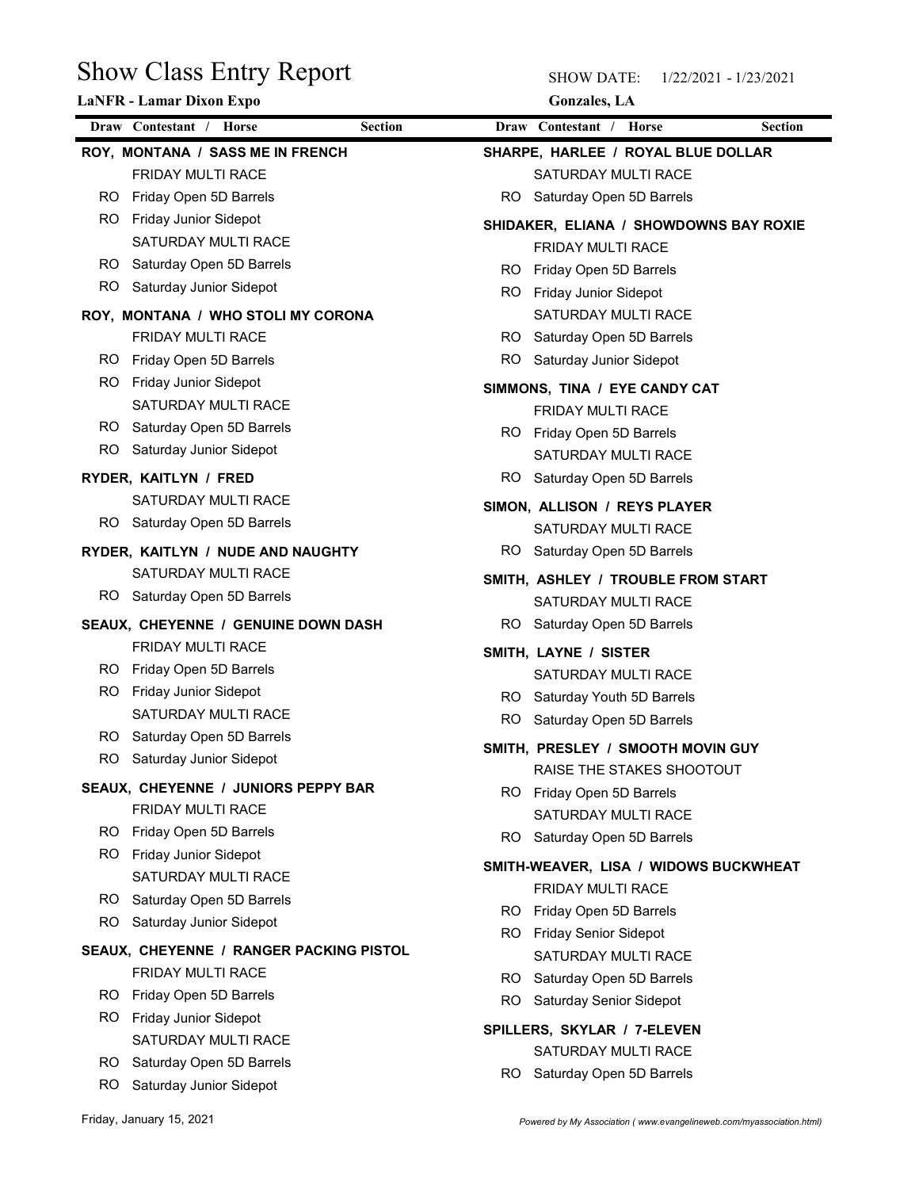# Show Class Entry Report

**LaNFR - Lamar Dixon Expo**

SHOW DATE: 1/22/2021 - 1/23/2021

**Gonzales, LA**

| Draw | Contestant / Horse | Section |
|---|---|---|
| | **ROY, MONTANA / SASS ME IN FRENCH** | |
| | FRIDAY MULTI RACE | |
| RO | Friday Open 5D Barrels | |
| RO | Friday Junior Sidepot | |
| | SATURDAY MULTI RACE | |
| RO | Saturday Open 5D Barrels | |
| RO | Saturday Junior Sidepot | |
| | **ROY, MONTANA / WHO STOLI MY CORONA** | |
| | FRIDAY MULTI RACE | |
| RO | Friday Open 5D Barrels | |
| RO | Friday Junior Sidepot | |
| | SATURDAY MULTI RACE | |
| RO | Saturday Open 5D Barrels | |
| RO | Saturday Junior Sidepot | |
| | **RYDER, KAITLYN / FRED** | |
| | SATURDAY MULTI RACE | |
| RO | Saturday Open 5D Barrels | |
| | **RYDER, KAITLYN / NUDE AND NAUGHTY** | |
| | SATURDAY MULTI RACE | |
| RO | Saturday Open 5D Barrels | |
| | **SEAUX, CHEYENNE / GENUINE DOWN DASH** | |
| | FRIDAY MULTI RACE | |
| RO | Friday Open 5D Barrels | |
| RO | Friday Junior Sidepot | |
| | SATURDAY MULTI RACE | |
| RO | Saturday Open 5D Barrels | |
| RO | Saturday Junior Sidepot | |
| | **SEAUX, CHEYENNE / JUNIORS PEPPY BAR** | |
| | FRIDAY MULTI RACE | |
| RO | Friday Open 5D Barrels | |
| RO | Friday Junior Sidepot | |
| | SATURDAY MULTI RACE | |
| RO | Saturday Open 5D Barrels | |
| RO | Saturday Junior Sidepot | |
| | **SEAUX, CHEYENNE / RANGER PACKING PISTOL** | |
| | FRIDAY MULTI RACE | |
| RO | Friday Open 5D Barrels | |
| RO | Friday Junior Sidepot | |
| | SATURDAY MULTI RACE | |
| RO | Saturday Open 5D Barrels | |
| RO | Saturday Junior Sidepot | |
| | **SHARPE, HARLEE / ROYAL BLUE DOLLAR** | |
| | SATURDAY MULTI RACE | |
| RO | Saturday Open 5D Barrels | |
| | **SHIDAKER, ELIANA / SHOWDOWNS BAY ROXIE** | |
| | FRIDAY MULTI RACE | |
| RO | Friday Open 5D Barrels | |
| RO | Friday Junior Sidepot | |
| | SATURDAY MULTI RACE | |
| RO | Saturday Open 5D Barrels | |
| RO | Saturday Junior Sidepot | |
| | **SIMMONS, TINA / EYE CANDY CAT** | |
| | FRIDAY MULTI RACE | |
| RO | Friday Open 5D Barrels | |
| | SATURDAY MULTI RACE | |
| RO | Saturday Open 5D Barrels | |
| | **SIMON, ALLISON / REYS PLAYER** | |
| | SATURDAY MULTI RACE | |
| RO | Saturday Open 5D Barrels | |
| | **SMITH, ASHLEY / TROUBLE FROM START** | |
| | SATURDAY MULTI RACE | |
| RO | Saturday Open 5D Barrels | |
| | **SMITH, LAYNE / SISTER** | |
| | SATURDAY MULTI RACE | |
| RO | Saturday Youth 5D Barrels | |
| RO | Saturday Open 5D Barrels | |
| | **SMITH, PRESLEY / SMOOTH MOVIN GUY** | |
| | RAISE THE STAKES SHOOTOUT | |
| RO | Friday Open 5D Barrels | |
| | SATURDAY MULTI RACE | |
| RO | Saturday Open 5D Barrels | |
| | **SMITH-WEAVER, LISA / WIDOWS BUCKWHEAT** | |
| | FRIDAY MULTI RACE | |
| RO | Friday Open 5D Barrels | |
| RO | Friday Senior Sidepot | |
| | SATURDAY MULTI RACE | |
| RO | Saturday Open 5D Barrels | |
| RO | Saturday Senior Sidepot | |
| | **SPILLERS, SKYLAR / 7-ELEVEN** | |
| | SATURDAY MULTI RACE | |
| RO | Saturday Open 5D Barrels | |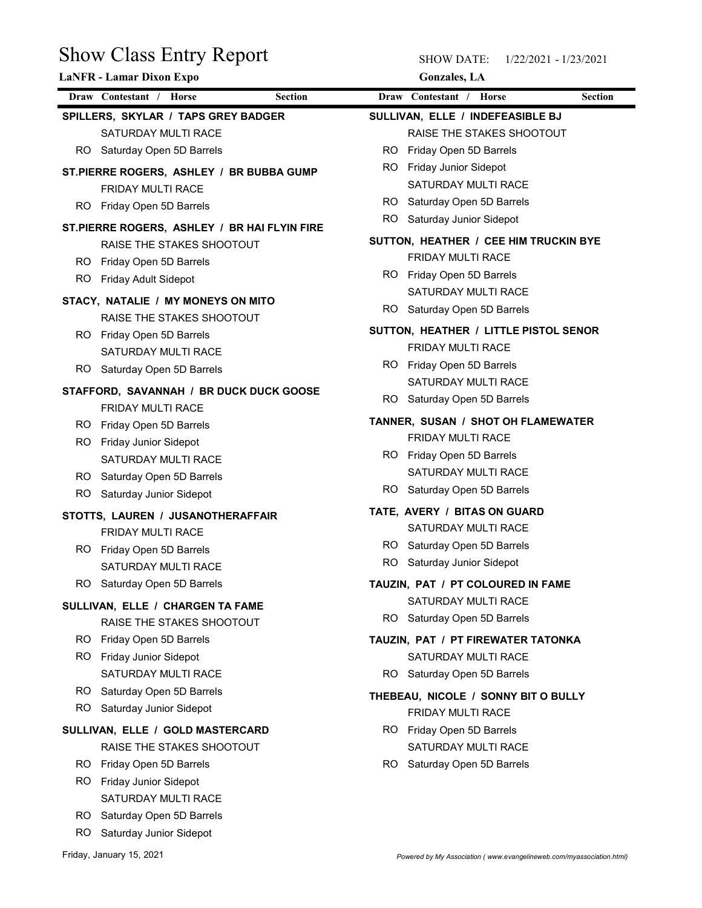# Show Class Entry Report

**LaNFR - Lamar Dixon Expo**

SHOW DATE: 1/22/2021 - 1/23/2021

**Gonzales, LA**

| Draw | Contestant / Horse | Section |
|---|---|---|
| | **SPILLERS, SKYLAR / TAPS GREY BADGER** | |
| | SATURDAY MULTI RACE | |
| RO | Saturday Open 5D Barrels | |
| | **ST.PIERRE ROGERS, ASHLEY / BR BUBBA GUMP** | |
| | FRIDAY MULTI RACE | |
| RO | Friday Open 5D Barrels | |
| | **ST.PIERRE ROGERS, ASHLEY / BR HAI FLYIN FIRE** | |
| | RAISE THE STAKES SHOOTOUT | |
| RO | Friday Open 5D Barrels | |
| RO | Friday Adult Sidepot | |
| | **STACY, NATALIE / MY MONEYS ON MITO** | |
| | RAISE THE STAKES SHOOTOUT | |
| RO | Friday Open 5D Barrels | |
| | SATURDAY MULTI RACE | |
| RO | Saturday Open 5D Barrels | |
| | **STAFFORD, SAVANNAH / BR DUCK DUCK GOOSE** | |
| | FRIDAY MULTI RACE | |
| RO | Friday Open 5D Barrels | |
| RO | Friday Junior Sidepot | |
| | SATURDAY MULTI RACE | |
| RO | Saturday Open 5D Barrels | |
| RO | Saturday Junior Sidepot | |
| | **STOTTS, LAUREN / JUSANOTHERAFFAIR** | |
| | FRIDAY MULTI RACE | |
| RO | Friday Open 5D Barrels | |
| | SATURDAY MULTI RACE | |
| RO | Saturday Open 5D Barrels | |
| | **SULLIVAN, ELLE / CHARGEN TA FAME** | |
| | RAISE THE STAKES SHOOTOUT | |
| RO | Friday Open 5D Barrels | |
| RO | Friday Junior Sidepot | |
| | SATURDAY MULTI RACE | |
| RO | Saturday Open 5D Barrels | |
| RO | Saturday Junior Sidepot | |
| | **SULLIVAN, ELLE / GOLD MASTERCARD** | |
| | RAISE THE STAKES SHOOTOUT | |
| RO | Friday Open 5D Barrels | |
| RO | Friday Junior Sidepot | |
| | SATURDAY MULTI RACE | |
| RO | Saturday Open 5D Barrels | |
| RO | Saturday Junior Sidepot | |
| | **SULLIVAN, ELLE / INDEFEASIBLE BJ** | |
| | RAISE THE STAKES SHOOTOUT | |
| RO | Friday Open 5D Barrels | |
| RO | Friday Junior Sidepot | |
| | SATURDAY MULTI RACE | |
| RO | Saturday Open 5D Barrels | |
| RO | Saturday Junior Sidepot | |
| | **SUTTON, HEATHER / CEE HIM TRUCKIN BYE** | |
| | FRIDAY MULTI RACE | |
| RO | Friday Open 5D Barrels | |
| | SATURDAY MULTI RACE | |
| RO | Saturday Open 5D Barrels | |
| | **SUTTON, HEATHER / LITTLE PISTOL SENOR** | |
| | FRIDAY MULTI RACE | |
| RO | Friday Open 5D Barrels | |
| | SATURDAY MULTI RACE | |
| RO | Saturday Open 5D Barrels | |
| | **TANNER, SUSAN / SHOT OH FLAMEWATER** | |
| | FRIDAY MULTI RACE | |
| RO | Friday Open 5D Barrels | |
| | SATURDAY MULTI RACE | |
| RO | Saturday Open 5D Barrels | |
| | **TATE, AVERY / BITAS ON GUARD** | |
| | SATURDAY MULTI RACE | |
| RO | Saturday Open 5D Barrels | |
| RO | Saturday Junior Sidepot | |
| | **TAUZIN, PAT / PT COLOURED IN FAME** | |
| | SATURDAY MULTI RACE | |
| RO | Saturday Open 5D Barrels | |
| | **TAUZIN, PAT / PT FIREWATER TATONKA** | |
| | SATURDAY MULTI RACE | |
| RO | Saturday Open 5D Barrels | |
| | **THEBEAU, NICOLE / SONNY BIT O BULLY** | |
| | FRIDAY MULTI RACE | |
| RO | Friday Open 5D Barrels | |
| | SATURDAY MULTI RACE | |
| RO | Saturday Open 5D Barrels | |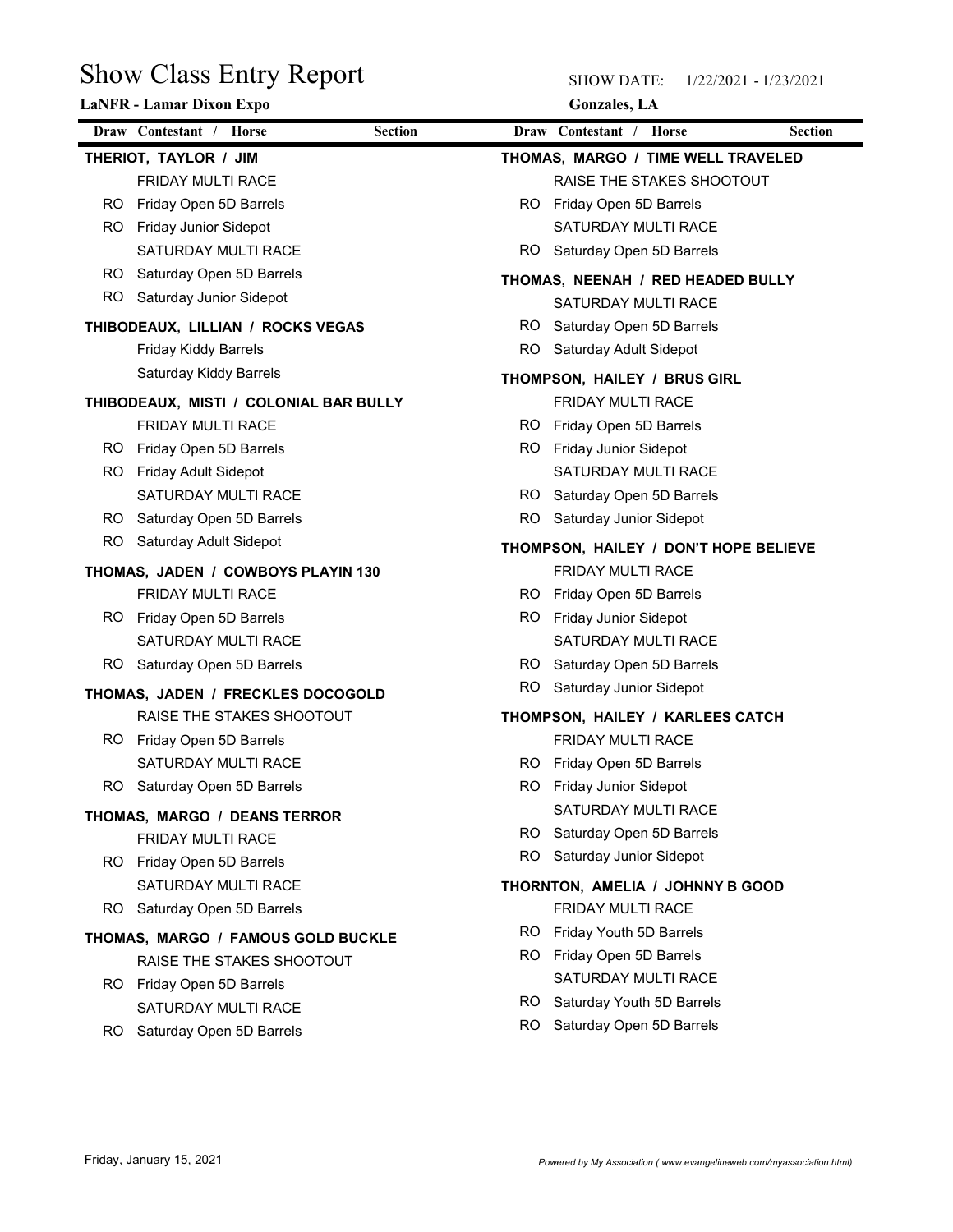# Show Class Entry Report

**LaNFR - Lamar Dixon Expo**

SHOW DATE: 1/22/2021 - 1/23/2021

**Gonzales, LA**

| Draw | Contestant / Horse | Section |
|---|---|---|
| | **THERIOT, TAYLOR / JIM** | |
| | FRIDAY MULTI RACE | |
| RO | Friday Open 5D Barrels | |
| RO | Friday Junior Sidepot | |
| | SATURDAY MULTI RACE | |
| RO | Saturday Open 5D Barrels | |
| RO | Saturday Junior Sidepot | |
| | **THIBODEAUX, LILLIAN / ROCKS VEGAS** | |
| | Friday Kiddy Barrels | |
| | Saturday Kiddy Barrels | |
| | **THIBODEAUX, MISTI / COLONIAL BAR BULLY** | |
| | FRIDAY MULTI RACE | |
| RO | Friday Open 5D Barrels | |
| RO | Friday Adult Sidepot | |
| | SATURDAY MULTI RACE | |
| RO | Saturday Open 5D Barrels | |
| RO | Saturday Adult Sidepot | |
| | **THOMAS, JADEN / COWBOYS PLAYIN 130** | |
| | FRIDAY MULTI RACE | |
| RO | Friday Open 5D Barrels | |
| | SATURDAY MULTI RACE | |
| RO | Saturday Open 5D Barrels | |
| | **THOMAS, JADEN / FRECKLES DOCOGOLD** | |
| | RAISE THE STAKES SHOOTOUT | |
| RO | Friday Open 5D Barrels | |
| | SATURDAY MULTI RACE | |
| RO | Saturday Open 5D Barrels | |
| | **THOMAS, MARGO / DEANS TERROR** | |
| | FRIDAY MULTI RACE | |
| RO | Friday Open 5D Barrels | |
| | SATURDAY MULTI RACE | |
| RO | Saturday Open 5D Barrels | |
| | **THOMAS, MARGO / FAMOUS GOLD BUCKLE** | |
| | RAISE THE STAKES SHOOTOUT | |
| RO | Friday Open 5D Barrels | |
| | SATURDAY MULTI RACE | |
| RO | Saturday Open 5D Barrels | |
| | **THOMAS, MARGO / TIME WELL TRAVELED** | |
| | RAISE THE STAKES SHOOTOUT | |
| RO | Friday Open 5D Barrels | |
| | SATURDAY MULTI RACE | |
| RO | Saturday Open 5D Barrels | |
| | **THOMAS, NEENAH / RED HEADED BULLY** | |
| | SATURDAY MULTI RACE | |
| RO | Saturday Open 5D Barrels | |
| RO | Saturday Adult Sidepot | |
| | **THOMPSON, HAILEY / BRUS GIRL** | |
| | FRIDAY MULTI RACE | |
| RO | Friday Open 5D Barrels | |
| RO | Friday Junior Sidepot | |
| | SATURDAY MULTI RACE | |
| RO | Saturday Open 5D Barrels | |
| RO | Saturday Junior Sidepot | |
| | **THOMPSON, HAILEY / DON'T HOPE BELIEVE** | |
| | FRIDAY MULTI RACE | |
| RO | Friday Open 5D Barrels | |
| RO | Friday Junior Sidepot | |
| | SATURDAY MULTI RACE | |
| RO | Saturday Open 5D Barrels | |
| RO | Saturday Junior Sidepot | |
| | **THOMPSON, HAILEY / KARLEES CATCH** | |
| | FRIDAY MULTI RACE | |
| RO | Friday Open 5D Barrels | |
| RO | Friday Junior Sidepot | |
| | SATURDAY MULTI RACE | |
| RO | Saturday Open 5D Barrels | |
| RO | Saturday Junior Sidepot | |
| | **THORNTON, AMELIA / JOHNNY B GOOD** | |
| | FRIDAY MULTI RACE | |
| RO | Friday Youth 5D Barrels | |
| RO | Friday Open 5D Barrels | |
| | SATURDAY MULTI RACE | |
| RO | Saturday Youth 5D Barrels | |
| RO | Saturday Open 5D Barrels | |

Friday, January 15, 2021

*Powered by My Association ( www.evangelineweb.com/myassociation.html)*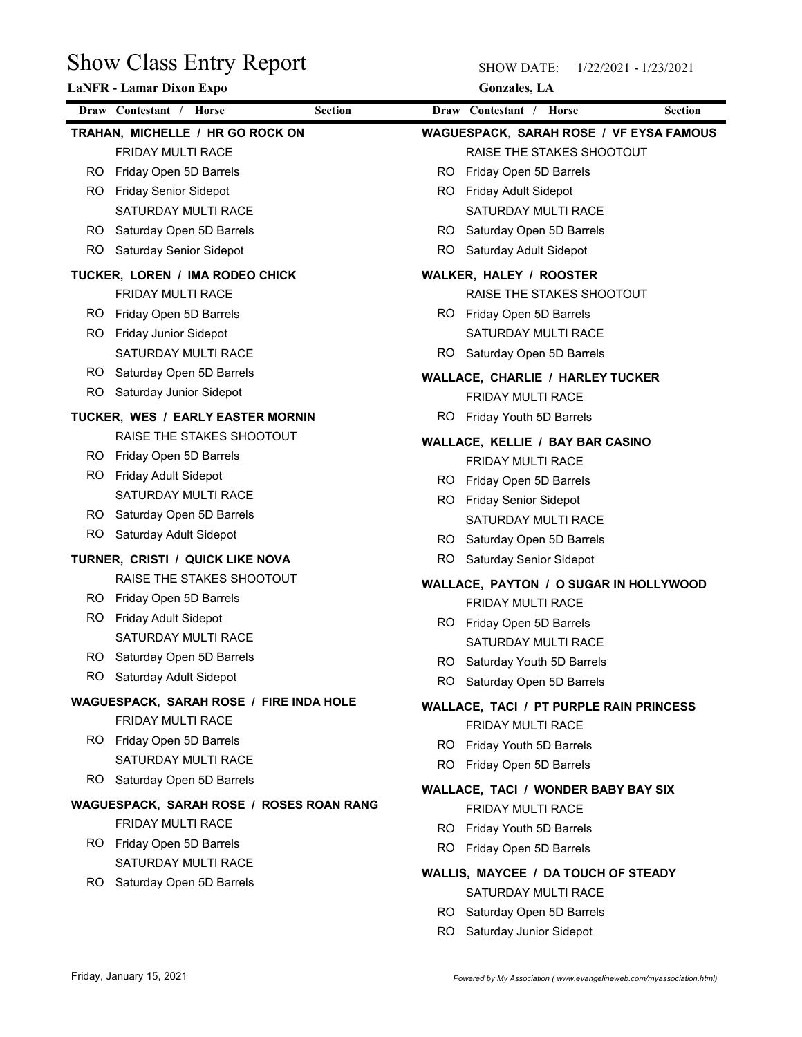# Show Class Entry Report

**LaNFR - Lamar Dixon Expo**

SHOW DATE: 1/22/2021 - 1/23/2021

**Gonzales, LA**

| Draw | Contestant / Horse | Section |
|---|---|---|
| | **TRAHAN, MICHELLE / HR GO ROCK ON** | |
| | FRIDAY MULTI RACE | |
| RO | Friday Open 5D Barrels | |
| RO | Friday Senior Sidepot | |
| | SATURDAY MULTI RACE | |
| RO | Saturday Open 5D Barrels | |
| RO | Saturday Senior Sidepot | |
| | **TUCKER, LOREN / IMA RODEO CHICK** | |
| | FRIDAY MULTI RACE | |
| RO | Friday Open 5D Barrels | |
| RO | Friday Junior Sidepot | |
| | SATURDAY MULTI RACE | |
| RO | Saturday Open 5D Barrels | |
| RO | Saturday Junior Sidepot | |
| | **TUCKER, WES / EARLY EASTER MORNIN** | |
| | RAISE THE STAKES SHOOTOUT | |
| RO | Friday Open 5D Barrels | |
| RO | Friday Adult Sidepot | |
| | SATURDAY MULTI RACE | |
| RO | Saturday Open 5D Barrels | |
| RO | Saturday Adult Sidepot | |
| | **TURNER, CRISTI / QUICK LIKE NOVA** | |
| | RAISE THE STAKES SHOOTOUT | |
| RO | Friday Open 5D Barrels | |
| RO | Friday Adult Sidepot | |
| | SATURDAY MULTI RACE | |
| RO | Saturday Open 5D Barrels | |
| RO | Saturday Adult Sidepot | |
| | **WAGUESPACK, SARAH ROSE / FIRE INDA HOLE** | |
| | FRIDAY MULTI RACE | |
| RO | Friday Open 5D Barrels | |
| | SATURDAY MULTI RACE | |
| RO | Saturday Open 5D Barrels | |
| | **WAGUESPACK, SARAH ROSE / ROSES ROAN RANG** | |
| | FRIDAY MULTI RACE | |
| RO | Friday Open 5D Barrels | |
| | SATURDAY MULTI RACE | |
| RO | Saturday Open 5D Barrels | |
| | **WAGUESPACK, SARAH ROSE / VF EYSA FAMOUS** | |
| | RAISE THE STAKES SHOOTOUT | |
| RO | Friday Open 5D Barrels | |
| RO | Friday Adult Sidepot | |
| | SATURDAY MULTI RACE | |
| RO | Saturday Open 5D Barrels | |
| RO | Saturday Adult Sidepot | |
| | **WALKER, HALEY / ROOSTER** | |
| | RAISE THE STAKES SHOOTOUT | |
| RO | Friday Open 5D Barrels | |
| | SATURDAY MULTI RACE | |
| RO | Saturday Open 5D Barrels | |
| | **WALLACE, CHARLIE / HARLEY TUCKER** | |
| | FRIDAY MULTI RACE | |
| RO | Friday Youth 5D Barrels | |
| | **WALLACE, KELLIE / BAY BAR CASINO** | |
| | FRIDAY MULTI RACE | |
| RO | Friday Open 5D Barrels | |
| RO | Friday Senior Sidepot | |
| | SATURDAY MULTI RACE | |
| RO | Saturday Open 5D Barrels | |
| RO | Saturday Senior Sidepot | |
| | **WALLACE, PAYTON / O SUGAR IN HOLLYWOOD** | |
| | FRIDAY MULTI RACE | |
| RO | Friday Open 5D Barrels | |
| | SATURDAY MULTI RACE | |
| RO | Saturday Youth 5D Barrels | |
| RO | Saturday Open 5D Barrels | |
| | **WALLACE, TACI / PT PURPLE RAIN PRINCESS** | |
| | FRIDAY MULTI RACE | |
| RO | Friday Youth 5D Barrels | |
| RO | Friday Open 5D Barrels | |
| | **WALLACE, TACI / WONDER BABY BAY SIX** | |
| | FRIDAY MULTI RACE | |
| RO | Friday Youth 5D Barrels | |
| RO | Friday Open 5D Barrels | |
| | **WALLIS, MAYCEE / DA TOUCH OF STEADY** | |
| | SATURDAY MULTI RACE | |
| RO | Saturday Open 5D Barrels | |
| RO | Saturday Junior Sidepot | |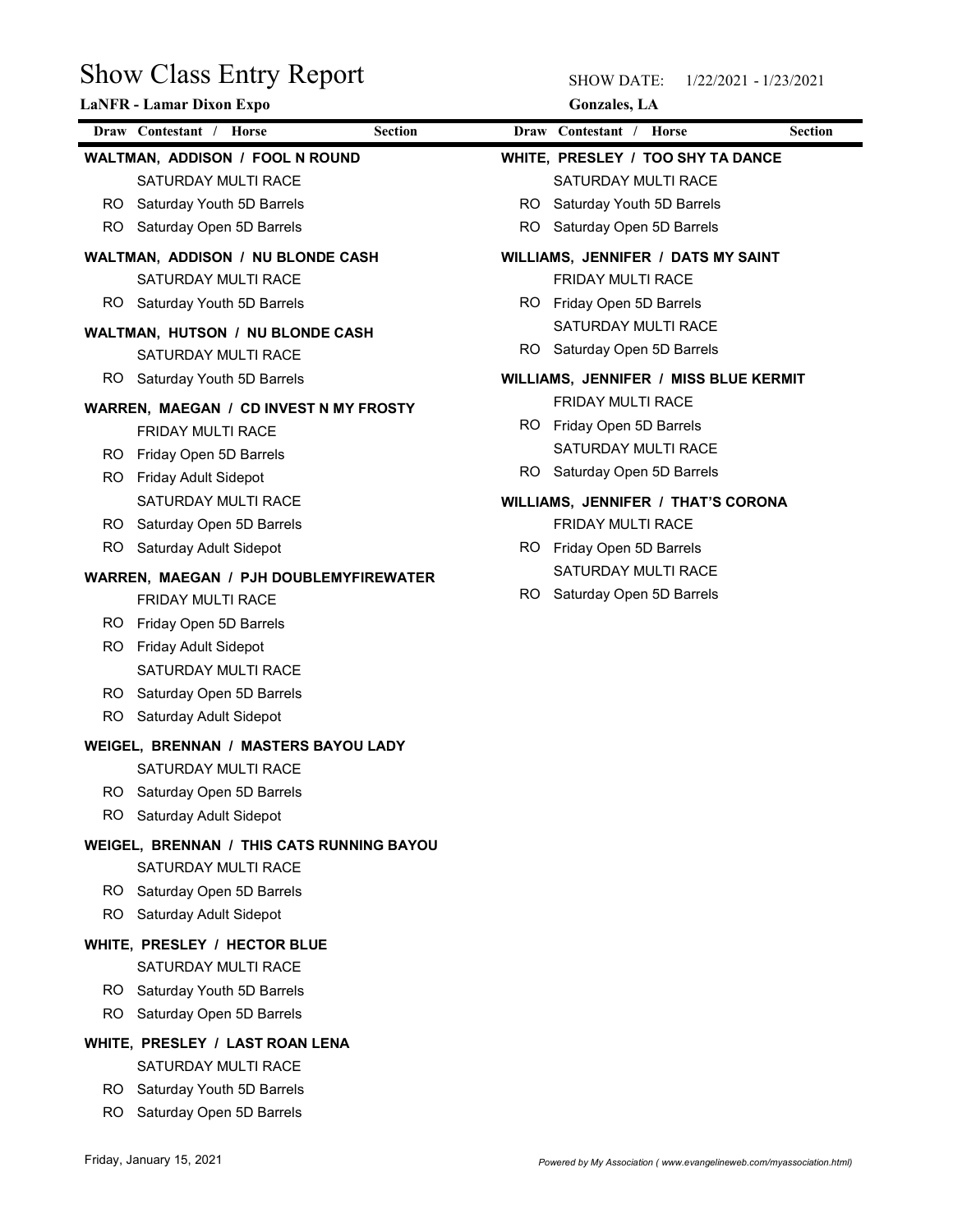# Show Class Entry Report

**LaNFR - Lamar Dixon Expo**

SHOW DATE: 1/22/2021 - 1/23/2021

**Gonzales, LA**

| Draw | Contestant / Horse | Section |
|---|---|---|
| | **WALTMAN, ADDISON / FOOL N ROUND** | |
| | SATURDAY MULTI RACE | |
| RO | Saturday Youth 5D Barrels | |
| RO | Saturday Open 5D Barrels | |
| | **WALTMAN, ADDISON / NU BLONDE CASH** | |
| | SATURDAY MULTI RACE | |
| RO | Saturday Youth 5D Barrels | |
| | **WALTMAN, HUTSON / NU BLONDE CASH** | |
| | SATURDAY MULTI RACE | |
| RO | Saturday Youth 5D Barrels | |
| | **WARREN, MAEGAN / CD INVEST N MY FROSTY** | |
| | FRIDAY MULTI RACE | |
| RO | Friday Open 5D Barrels | |
| RO | Friday Adult Sidepot | |
| | SATURDAY MULTI RACE | |
| RO | Saturday Open 5D Barrels | |
| RO | Saturday Adult Sidepot | |
| | **WARREN, MAEGAN / PJH DOUBLEMYFIREWATER** | |
| | FRIDAY MULTI RACE | |
| RO | Friday Open 5D Barrels | |
| RO | Friday Adult Sidepot | |
| | SATURDAY MULTI RACE | |
| RO | Saturday Open 5D Barrels | |
| RO | Saturday Adult Sidepot | |
| | **WEIGEL, BRENNAN / MASTERS BAYOU LADY** | |
| | SATURDAY MULTI RACE | |
| RO | Saturday Open 5D Barrels | |
| RO | Saturday Adult Sidepot | |
| | **WEIGEL, BRENNAN / THIS CATS RUNNING BAYOU** | |
| | SATURDAY MULTI RACE | |
| RO | Saturday Open 5D Barrels | |
| RO | Saturday Adult Sidepot | |
| | **WHITE, PRESLEY / HECTOR BLUE** | |
| | SATURDAY MULTI RACE | |
| RO | Saturday Youth 5D Barrels | |
| RO | Saturday Open 5D Barrels | |
| | **WHITE, PRESLEY / LAST ROAN LENA** | |
| | SATURDAY MULTI RACE | |
| RO | Saturday Youth 5D Barrels | |
| RO | Saturday Open 5D Barrels | |
| | **WHITE, PRESLEY / TOO SHY TA DANCE** | |
| | SATURDAY MULTI RACE | |
| RO | Saturday Youth 5D Barrels | |
| RO | Saturday Open 5D Barrels | |
| | **WILLIAMS, JENNIFER / DATS MY SAINT** | |
| | FRIDAY MULTI RACE | |
| RO | Friday Open 5D Barrels | |
| | SATURDAY MULTI RACE | |
| RO | Saturday Open 5D Barrels | |
| | **WILLIAMS, JENNIFER / MISS BLUE KERMIT** | |
| | FRIDAY MULTI RACE | |
| RO | Friday Open 5D Barrels | |
| | SATURDAY MULTI RACE | |
| RO | Saturday Open 5D Barrels | |
| | **WILLIAMS, JENNIFER / THAT'S CORONA** | |
| | FRIDAY MULTI RACE | |
| RO | Friday Open 5D Barrels | |
| | SATURDAY MULTI RACE | |
| RO | Saturday Open 5D Barrels | |

Friday, January 15, 2021

*Powered by My Association ( www.evangelineweb.com/myassociation.html)*